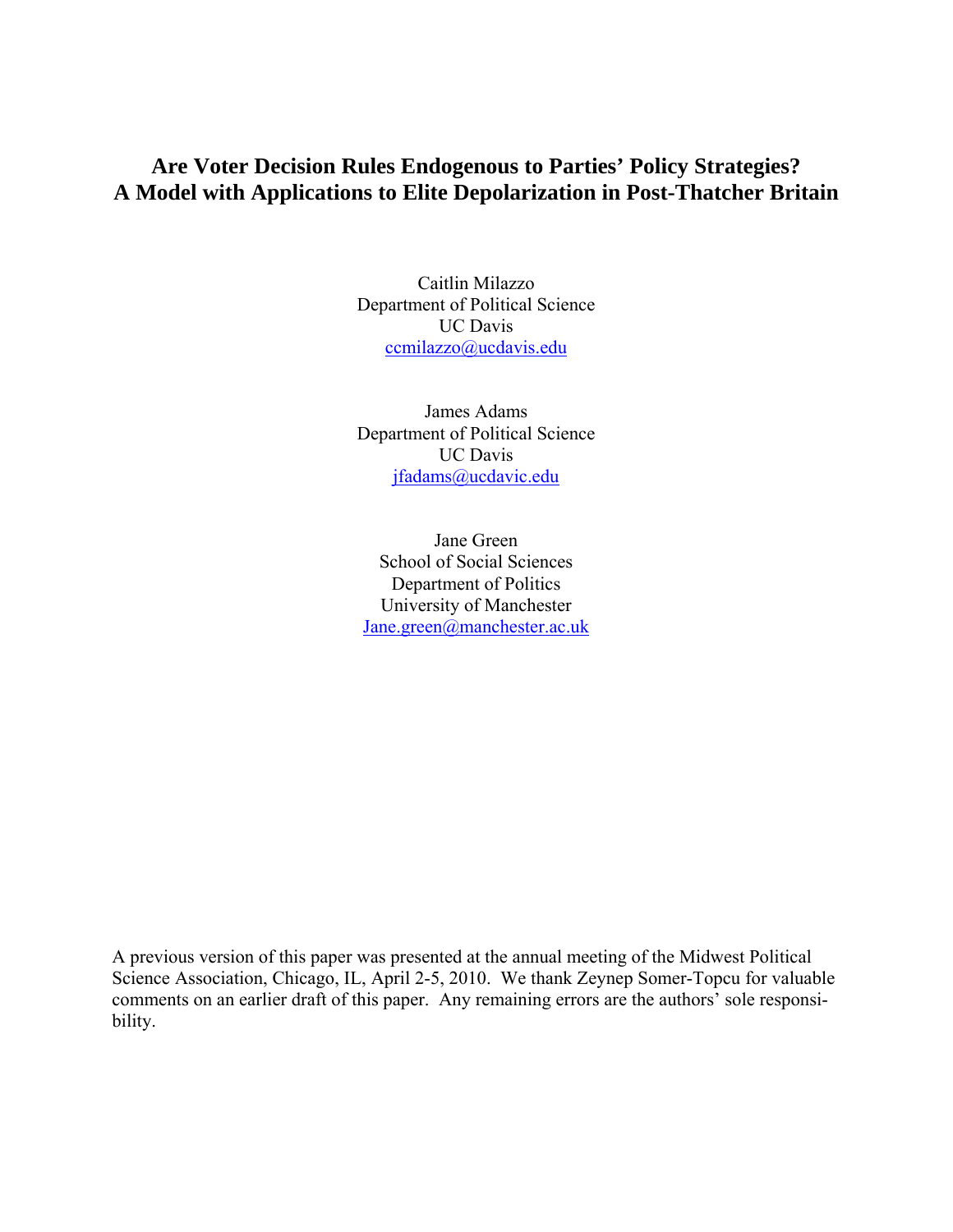# Are Voter Decision Rules Endogenous to Parties' Policy Strategies? A Model with Applications to Elite Depolarization in Post-Thatcher Britain

Caitlin Milazzo
Department of Political Science
UC Davis
ccmilazzo@ucdavis.edu

James Adams
Department of Political Science
UC Davis
jfadams@ucdavic.edu

Jane Green
School of Social Sciences
Department of Politics
University of Manchester
Jane.green@manchester.ac.uk

A previous version of this paper was presented at the annual meeting of the Midwest Political Science Association, Chicago, IL, April 2-5, 2010. We thank Zeynep Somer-Topcu for valuable comments on an earlier draft of this paper. Any remaining errors are the authors' sole responsibility.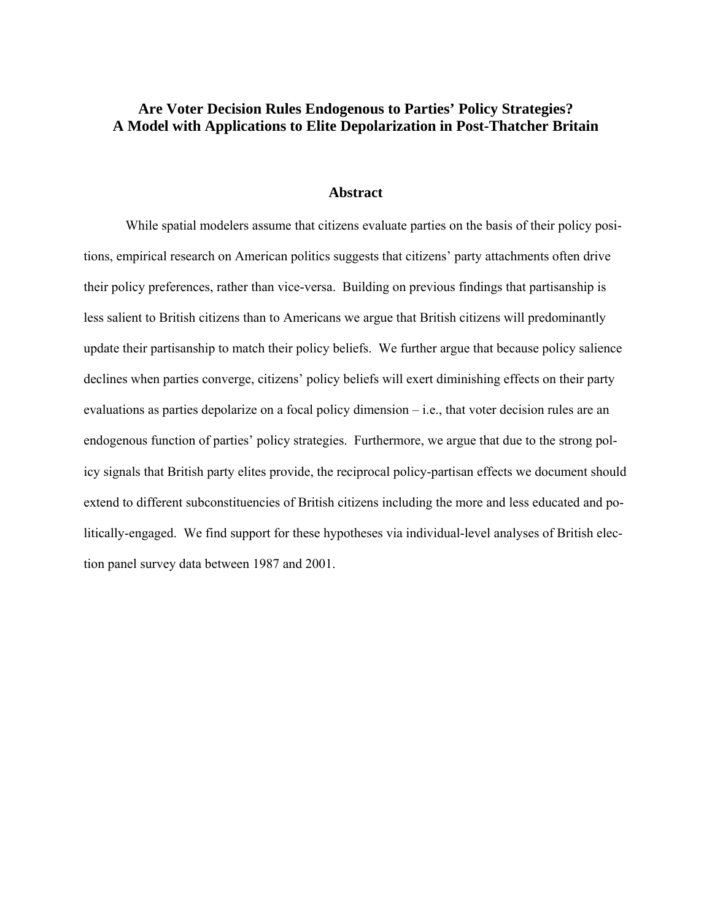# Are Voter Decision Rules Endogenous to Parties' Policy Strategies?
# A Model with Applications to Elite Depolarization in Post-Thatcher Britain

## Abstract

While spatial modelers assume that citizens evaluate parties on the basis of their policy positions, empirical research on American politics suggests that citizens' party attachments often drive their policy preferences, rather than vice-versa. Building on previous findings that partisanship is less salient to British citizens than to Americans we argue that British citizens will predominantly update their partisanship to match their policy beliefs. We further argue that because policy salience declines when parties converge, citizens' policy beliefs will exert diminishing effects on their party evaluations as parties depolarize on a focal policy dimension – i.e., that voter decision rules are an endogenous function of parties' policy strategies. Furthermore, we argue that due to the strong policy signals that British party elites provide, the reciprocal policy-partisan effects we document should extend to different subconstituencies of British citizens including the more and less educated and politically-engaged. We find support for these hypotheses via individual-level analyses of British election panel survey data between 1987 and 2001.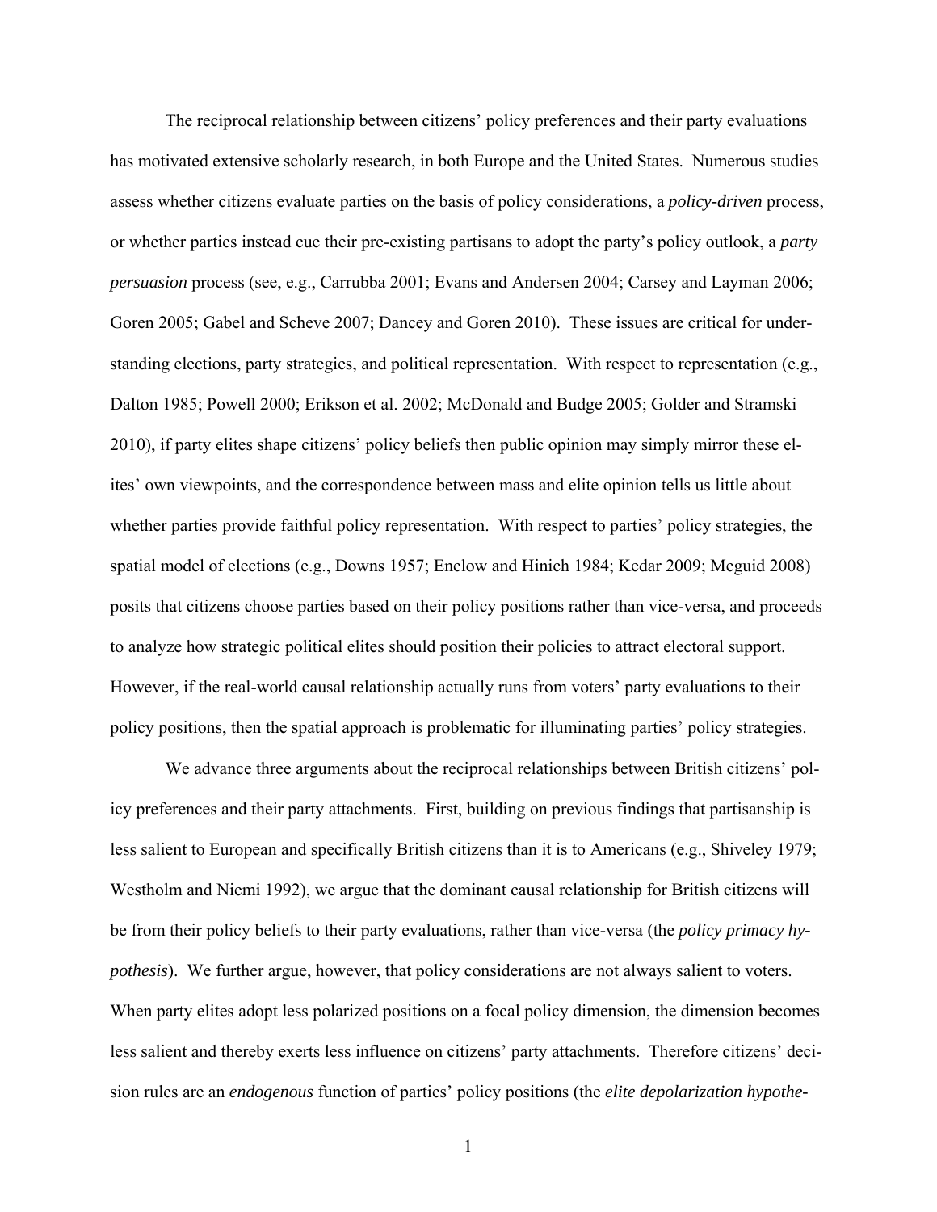The reciprocal relationship between citizens' policy preferences and their party evaluations has motivated extensive scholarly research, in both Europe and the United States. Numerous studies assess whether citizens evaluate parties on the basis of policy considerations, a *policy-driven* process, or whether parties instead cue their pre-existing partisans to adopt the party's policy outlook, a *party persuasion* process (see, e.g., Carrubba 2001; Evans and Andersen 2004; Carsey and Layman 2006; Goren 2005; Gabel and Scheve 2007; Dancey and Goren 2010). These issues are critical for understanding elections, party strategies, and political representation. With respect to representation (e.g., Dalton 1985; Powell 2000; Erikson et al. 2002; McDonald and Budge 2005; Golder and Stramski 2010), if party elites shape citizens' policy beliefs then public opinion may simply mirror these elites' own viewpoints, and the correspondence between mass and elite opinion tells us little about whether parties provide faithful policy representation. With respect to parties' policy strategies, the spatial model of elections (e.g., Downs 1957; Enelow and Hinich 1984; Kedar 2009; Meguid 2008) posits that citizens choose parties based on their policy positions rather than vice-versa, and proceeds to analyze how strategic political elites should position their policies to attract electoral support. However, if the real-world causal relationship actually runs from voters' party evaluations to their policy positions, then the spatial approach is problematic for illuminating parties' policy strategies.

We advance three arguments about the reciprocal relationships between British citizens' policy preferences and their party attachments. First, building on previous findings that partisanship is less salient to European and specifically British citizens than it is to Americans (e.g., Shiveley 1979; Westholm and Niemi 1992), we argue that the dominant causal relationship for British citizens will be from their policy beliefs to their party evaluations, rather than vice-versa (the *policy primacy hypothesis*). We further argue, however, that policy considerations are not always salient to voters. When party elites adopt less polarized positions on a focal policy dimension, the dimension becomes less salient and thereby exerts less influence on citizens' party attachments. Therefore citizens' decision rules are an *endogenous* function of parties' policy positions (the *elite depolarization hypothe-*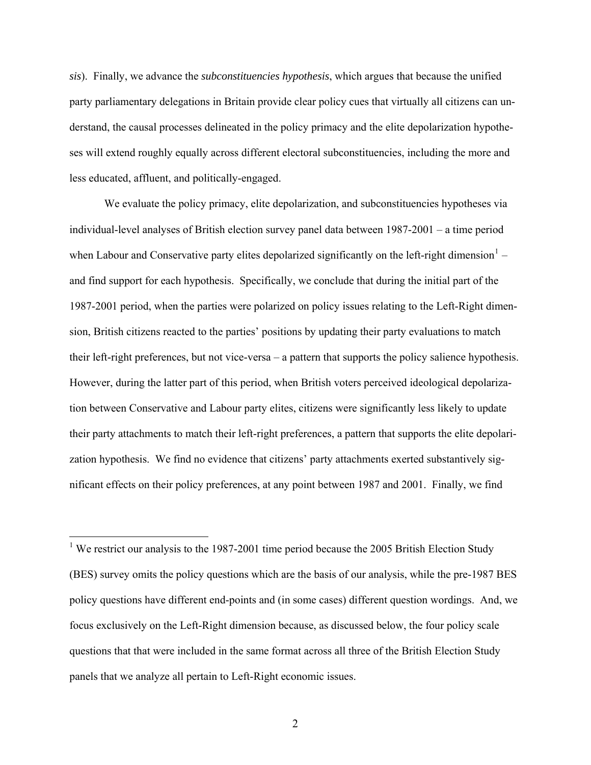*sis*). Finally, we advance the *subconstituencies hypothesis*, which argues that because the unified party parliamentary delegations in Britain provide clear policy cues that virtually all citizens can understand, the causal processes delineated in the policy primacy and the elite depolarization hypotheses will extend roughly equally across different electoral subconstituencies, including the more and less educated, affluent, and politically-engaged.

We evaluate the policy primacy, elite depolarization, and subconstituencies hypotheses via individual-level analyses of British election survey panel data between 1987-2001 – a time period when Labour and Conservative party elites depolarized significantly on the left-right dimension[1] – and find support for each hypothesis. Specifically, we conclude that during the initial part of the 1987-2001 period, when the parties were polarized on policy issues relating to the Left-Right dimension, British citizens reacted to the parties' positions by updating their party evaluations to match their left-right preferences, but not vice-versa – a pattern that supports the policy salience hypothesis. However, during the latter part of this period, when British voters perceived ideological depolarization between Conservative and Labour party elites, citizens were significantly less likely to update their party attachments to match their left-right preferences, a pattern that supports the elite depolarization hypothesis. We find no evidence that citizens' party attachments exerted substantively significant effects on their policy preferences, at any point between 1987 and 2001. Finally, we find

[1] We restrict our analysis to the 1987-2001 time period because the 2005 British Election Study (BES) survey omits the policy questions which are the basis of our analysis, while the pre-1987 BES policy questions have different end-points and (in some cases) different question wordings. And, we focus exclusively on the Left-Right dimension because, as discussed below, the four policy scale questions that that were included in the same format across all three of the British Election Study panels that we analyze all pertain to Left-Right economic issues.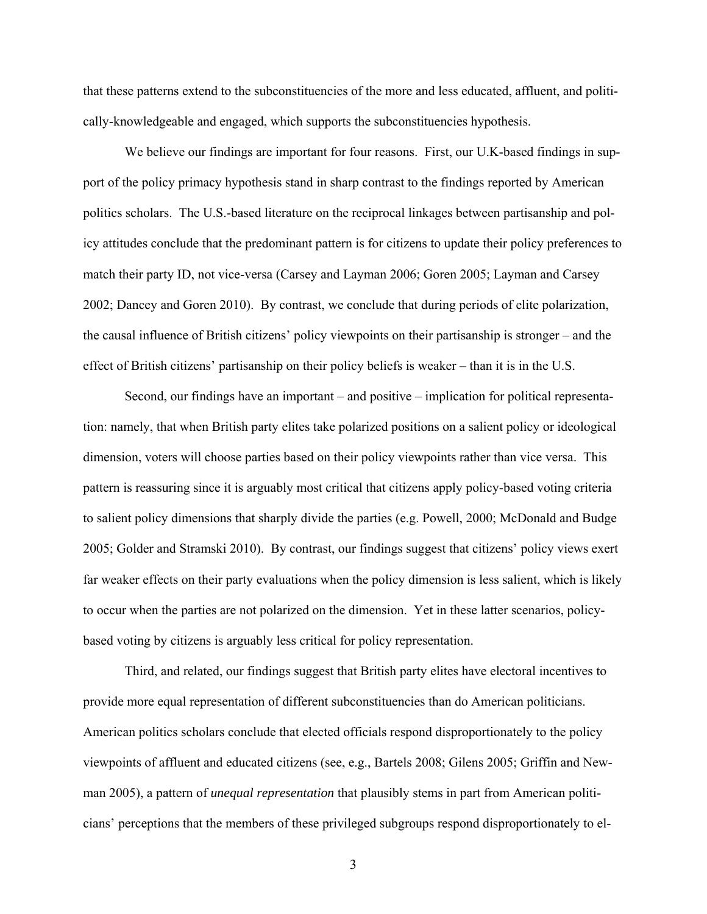that these patterns extend to the subconstituencies of the more and less educated, affluent, and politically-knowledgeable and engaged, which supports the subconstituencies hypothesis.

We believe our findings are important for four reasons. First, our U.K-based findings in support of the policy primacy hypothesis stand in sharp contrast to the findings reported by American politics scholars. The U.S.-based literature on the reciprocal linkages between partisanship and policy attitudes conclude that the predominant pattern is for citizens to update their policy preferences to match their party ID, not vice-versa (Carsey and Layman 2006; Goren 2005; Layman and Carsey 2002; Dancey and Goren 2010). By contrast, we conclude that during periods of elite polarization, the causal influence of British citizens' policy viewpoints on their partisanship is stronger – and the effect of British citizens' partisanship on their policy beliefs is weaker – than it is in the U.S.

Second, our findings have an important – and positive – implication for political representation: namely, that when British party elites take polarized positions on a salient policy or ideological dimension, voters will choose parties based on their policy viewpoints rather than vice versa. This pattern is reassuring since it is arguably most critical that citizens apply policy-based voting criteria to salient policy dimensions that sharply divide the parties (e.g. Powell, 2000; McDonald and Budge 2005; Golder and Stramski 2010). By contrast, our findings suggest that citizens' policy views exert far weaker effects on their party evaluations when the policy dimension is less salient, which is likely to occur when the parties are not polarized on the dimension. Yet in these latter scenarios, policy-based voting by citizens is arguably less critical for policy representation.

Third, and related, our findings suggest that British party elites have electoral incentives to provide more equal representation of different subconstituencies than do American politicians. American politics scholars conclude that elected officials respond disproportionately to the policy viewpoints of affluent and educated citizens (see, e.g., Bartels 2008; Gilens 2005; Griffin and Newman 2005), a pattern of *unequal representation* that plausibly stems in part from American politicians' perceptions that the members of these privileged subgroups respond disproportionately to el-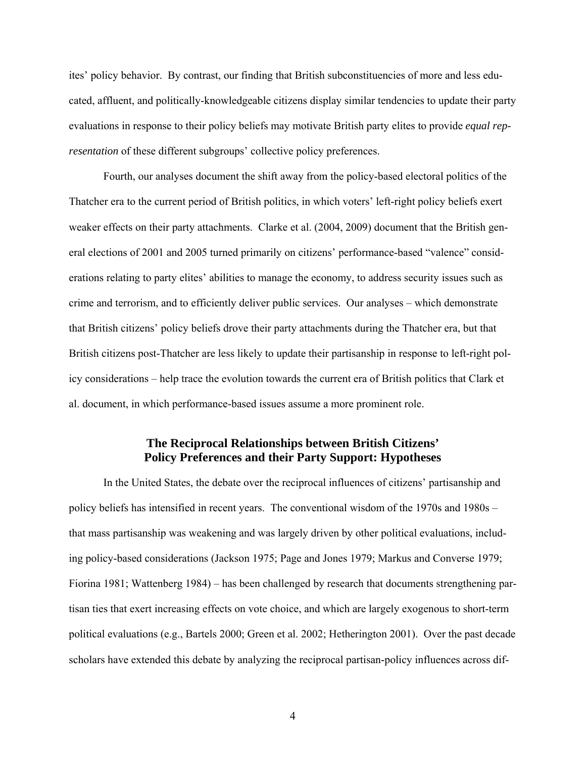ites' policy behavior. By contrast, our finding that British subconstituencies of more and less educated, affluent, and politically-knowledgeable citizens display similar tendencies to update their party evaluations in response to their policy beliefs may motivate British party elites to provide *equal representation* of these different subgroups' collective policy preferences.

Fourth, our analyses document the shift away from the policy-based electoral politics of the Thatcher era to the current period of British politics, in which voters' left-right policy beliefs exert weaker effects on their party attachments. Clarke et al. (2004, 2009) document that the British general elections of 2001 and 2005 turned primarily on citizens' performance-based "valence" considerations relating to party elites' abilities to manage the economy, to address security issues such as crime and terrorism, and to efficiently deliver public services. Our analyses – which demonstrate that British citizens' policy beliefs drove their party attachments during the Thatcher era, but that British citizens post-Thatcher are less likely to update their partisanship in response to left-right policy considerations – help trace the evolution towards the current era of British politics that Clark et al. document, in which performance-based issues assume a more prominent role.

## The Reciprocal Relationships between British Citizens' Policy Preferences and their Party Support: Hypotheses

In the United States, the debate over the reciprocal influences of citizens' partisanship and policy beliefs has intensified in recent years. The conventional wisdom of the 1970s and 1980s – that mass partisanship was weakening and was largely driven by other political evaluations, including policy-based considerations (Jackson 1975; Page and Jones 1979; Markus and Converse 1979; Fiorina 1981; Wattenberg 1984) – has been challenged by research that documents strengthening partisan ties that exert increasing effects on vote choice, and which are largely exogenous to short-term political evaluations (e.g., Bartels 2000; Green et al. 2002; Hetherington 2001). Over the past decade scholars have extended this debate by analyzing the reciprocal partisan-policy influences across dif-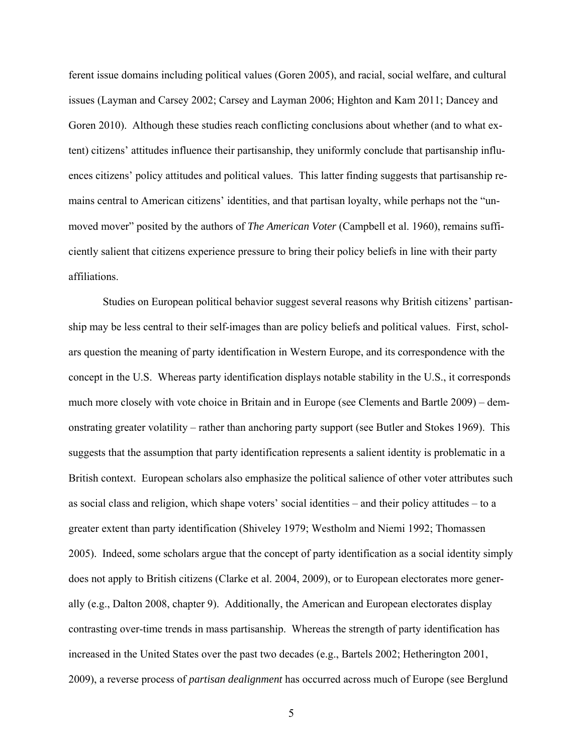ferent issue domains including political values (Goren 2005), and racial, social welfare, and cultural issues (Layman and Carsey 2002; Carsey and Layman 2006; Highton and Kam 2011; Dancey and Goren 2010). Although these studies reach conflicting conclusions about whether (and to what extent) citizens' attitudes influence their partisanship, they uniformly conclude that partisanship influences citizens' policy attitudes and political values. This latter finding suggests that partisanship remains central to American citizens' identities, and that partisan loyalty, while perhaps not the "unmoved mover" posited by the authors of *The American Voter* (Campbell et al. 1960), remains sufficiently salient that citizens experience pressure to bring their policy beliefs in line with their party affiliations.

Studies on European political behavior suggest several reasons why British citizens' partisanship may be less central to their self-images than are policy beliefs and political values. First, scholars question the meaning of party identification in Western Europe, and its correspondence with the concept in the U.S. Whereas party identification displays notable stability in the U.S., it corresponds much more closely with vote choice in Britain and in Europe (see Clements and Bartle 2009) – demonstrating greater volatility – rather than anchoring party support (see Butler and Stokes 1969). This suggests that the assumption that party identification represents a salient identity is problematic in a British context. European scholars also emphasize the political salience of other voter attributes such as social class and religion, which shape voters' social identities – and their policy attitudes – to a greater extent than party identification (Shiveley 1979; Westholm and Niemi 1992; Thomassen 2005). Indeed, some scholars argue that the concept of party identification as a social identity simply does not apply to British citizens (Clarke et al. 2004, 2009), or to European electorates more generally (e.g., Dalton 2008, chapter 9). Additionally, the American and European electorates display contrasting over-time trends in mass partisanship. Whereas the strength of party identification has increased in the United States over the past two decades (e.g., Bartels 2002; Hetherington 2001, 2009), a reverse process of *partisan dealignment* has occurred across much of Europe (see Berglund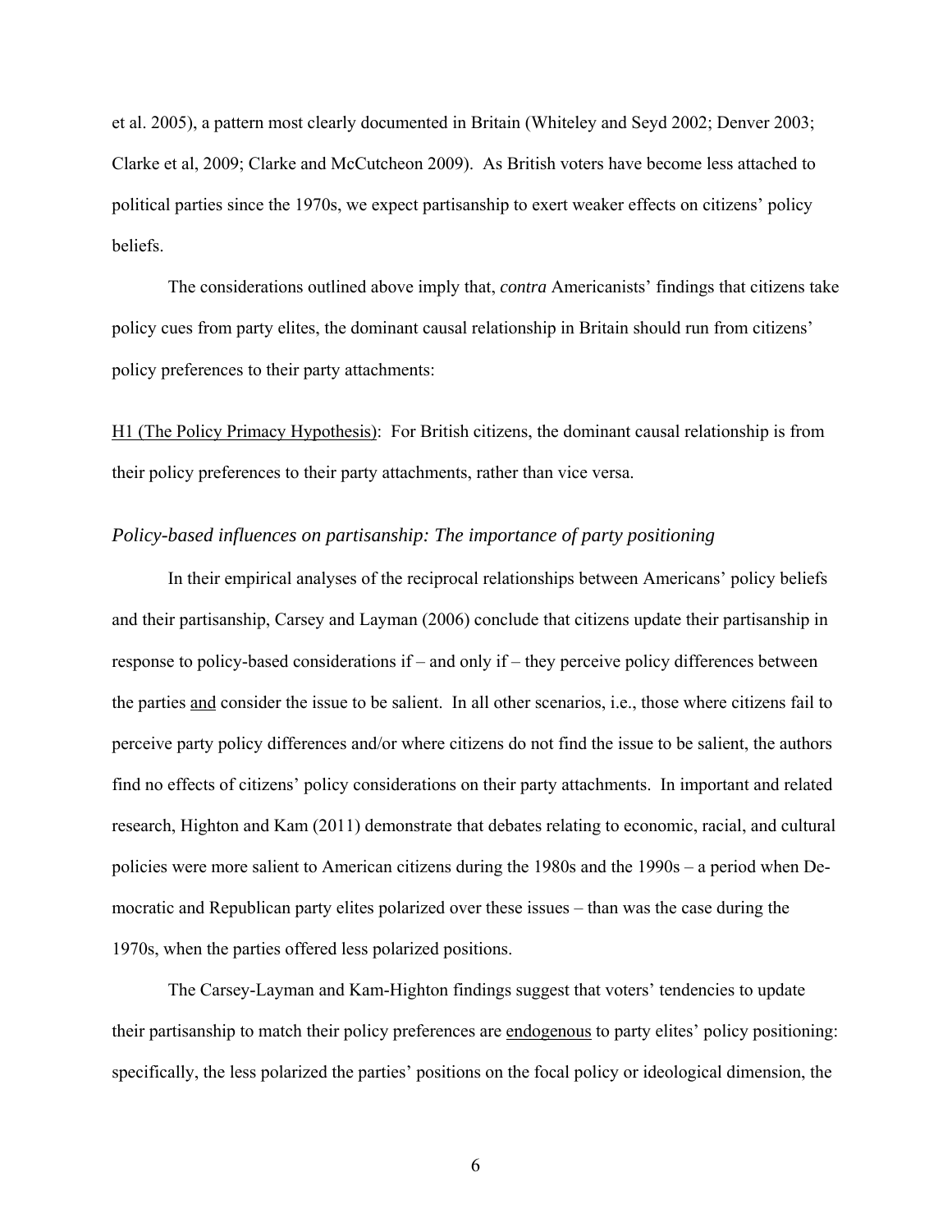et al. 2005), a pattern most clearly documented in Britain (Whiteley and Seyd 2002; Denver 2003; Clarke et al, 2009; Clarke and McCutcheon 2009). As British voters have become less attached to political parties since the 1970s, we expect partisanship to exert weaker effects on citizens' policy beliefs.

The considerations outlined above imply that, *contra* Americanists' findings that citizens take policy cues from party elites, the dominant causal relationship in Britain should run from citizens' policy preferences to their party attachments:

<u>H1 (The Policy Primacy Hypothesis)</u>: For British citizens, the dominant causal relationship is from their policy preferences to their party attachments, rather than vice versa.

### *Policy-based influences on partisanship: The importance of party positioning*

In their empirical analyses of the reciprocal relationships between Americans' policy beliefs and their partisanship, Carsey and Layman (2006) conclude that citizens update their partisanship in response to policy-based considerations if – and only if – they perceive policy differences between the parties <u>and</u> consider the issue to be salient. In all other scenarios, i.e., those where citizens fail to perceive party policy differences and/or where citizens do not find the issue to be salient, the authors find no effects of citizens' policy considerations on their party attachments. In important and related research, Highton and Kam (2011) demonstrate that debates relating to economic, racial, and cultural policies were more salient to American citizens during the 1980s and the 1990s – a period when Democratic and Republican party elites polarized over these issues – than was the case during the 1970s, when the parties offered less polarized positions.

The Carsey-Layman and Kam-Highton findings suggest that voters' tendencies to update their partisanship to match their policy preferences are <u>endogenous</u> to party elites' policy positioning: specifically, the less polarized the parties' positions on the focal policy or ideological dimension, the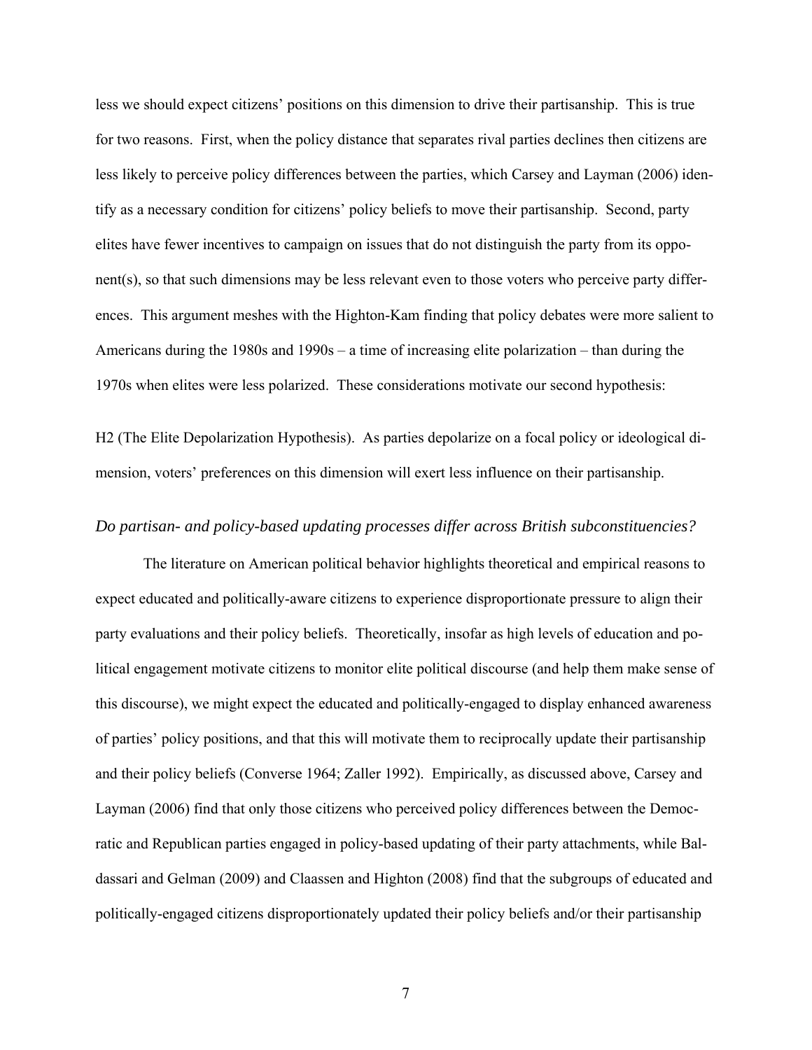less we should expect citizens' positions on this dimension to drive their partisanship. This is true for two reasons. First, when the policy distance that separates rival parties declines then citizens are less likely to perceive policy differences between the parties, which Carsey and Layman (2006) identify as a necessary condition for citizens' policy beliefs to move their partisanship. Second, party elites have fewer incentives to campaign on issues that do not distinguish the party from its opponent(s), so that such dimensions may be less relevant even to those voters who perceive party differences. This argument meshes with the Highton-Kam finding that policy debates were more salient to Americans during the 1980s and 1990s – a time of increasing elite polarization – than during the 1970s when elites were less polarized. These considerations motivate our second hypothesis:

H2 (The Elite Depolarization Hypothesis). As parties depolarize on a focal policy or ideological dimension, voters' preferences on this dimension will exert less influence on their partisanship.

### *Do partisan- and policy-based updating processes differ across British subconstituencies?*

The literature on American political behavior highlights theoretical and empirical reasons to expect educated and politically-aware citizens to experience disproportionate pressure to align their party evaluations and their policy beliefs. Theoretically, insofar as high levels of education and political engagement motivate citizens to monitor elite political discourse (and help them make sense of this discourse), we might expect the educated and politically-engaged to display enhanced awareness of parties' policy positions, and that this will motivate them to reciprocally update their partisanship and their policy beliefs (Converse 1964; Zaller 1992). Empirically, as discussed above, Carsey and Layman (2006) find that only those citizens who perceived policy differences between the Democratic and Republican parties engaged in policy-based updating of their party attachments, while Baldassari and Gelman (2009) and Claassen and Highton (2008) find that the subgroups of educated and politically-engaged citizens disproportionately updated their policy beliefs and/or their partisanship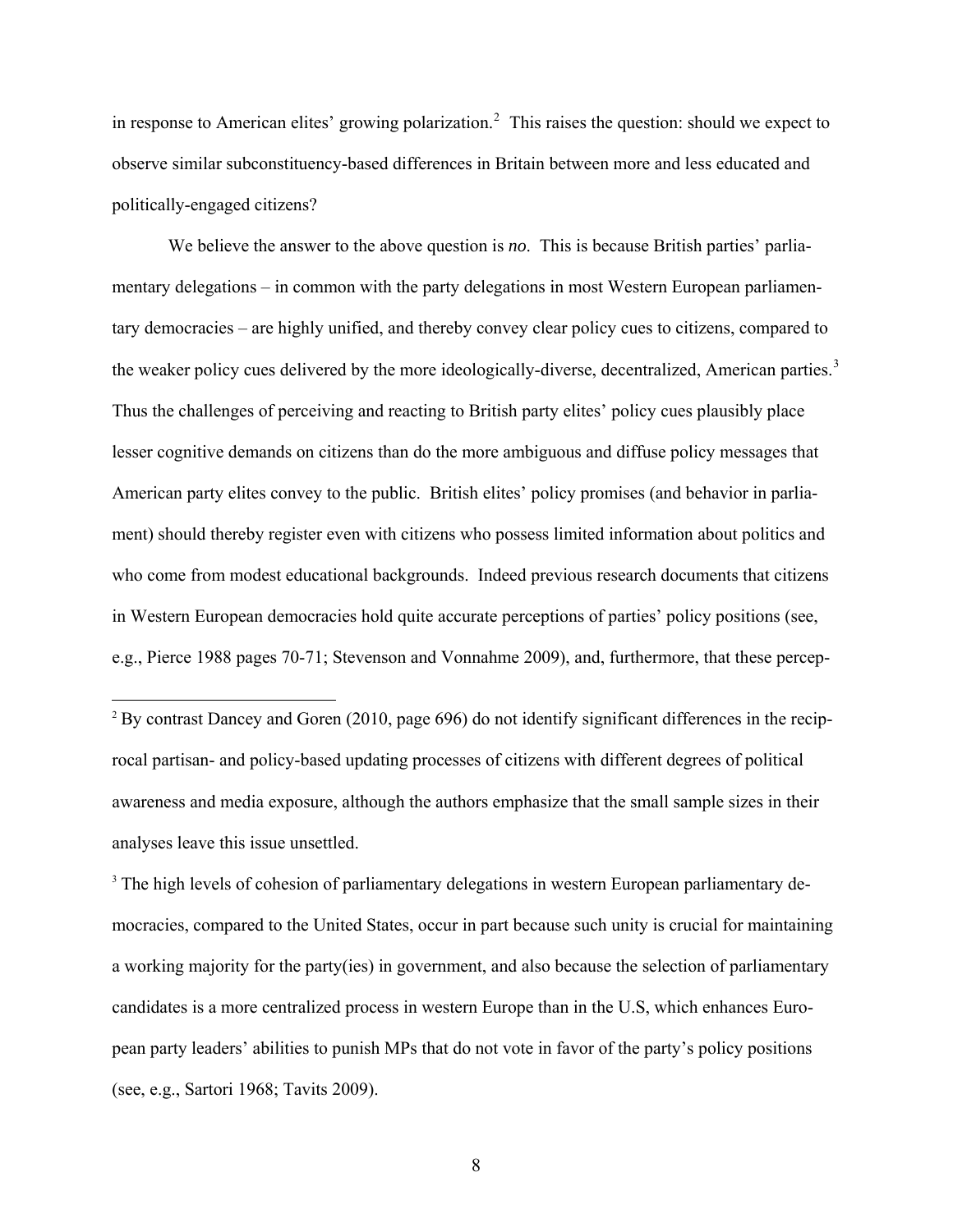in response to American elites' growing polarization.[2] This raises the question: should we expect to observe similar subconstituency-based differences in Britain between more and less educated and politically-engaged citizens?

We believe the answer to the above question is *no*. This is because British parties' parliamentary delegations – in common with the party delegations in most Western European parliamentary democracies – are highly unified, and thereby convey clear policy cues to citizens, compared to the weaker policy cues delivered by the more ideologically-diverse, decentralized, American parties.[3] Thus the challenges of perceiving and reacting to British party elites' policy cues plausibly place lesser cognitive demands on citizens than do the more ambiguous and diffuse policy messages that American party elites convey to the public. British elites' policy promises (and behavior in parliament) should thereby register even with citizens who possess limited information about politics and who come from modest educational backgrounds. Indeed previous research documents that citizens in Western European democracies hold quite accurate perceptions of parties' policy positions (see, e.g., Pierce 1988 pages 70-71; Stevenson and Vonnahme 2009), and, furthermore, that these percep-

[2] By contrast Dancey and Goren (2010, page 696) do not identify significant differences in the reciprocal partisan- and policy-based updating processes of citizens with different degrees of political awareness and media exposure, although the authors emphasize that the small sample sizes in their analyses leave this issue unsettled.

[3] The high levels of cohesion of parliamentary delegations in western European parliamentary democracies, compared to the United States, occur in part because such unity is crucial for maintaining a working majority for the party(ies) in government, and also because the selection of parliamentary candidates is a more centralized process in western Europe than in the U.S, which enhances European party leaders' abilities to punish MPs that do not vote in favor of the party's policy positions (see, e.g., Sartori 1968; Tavits 2009).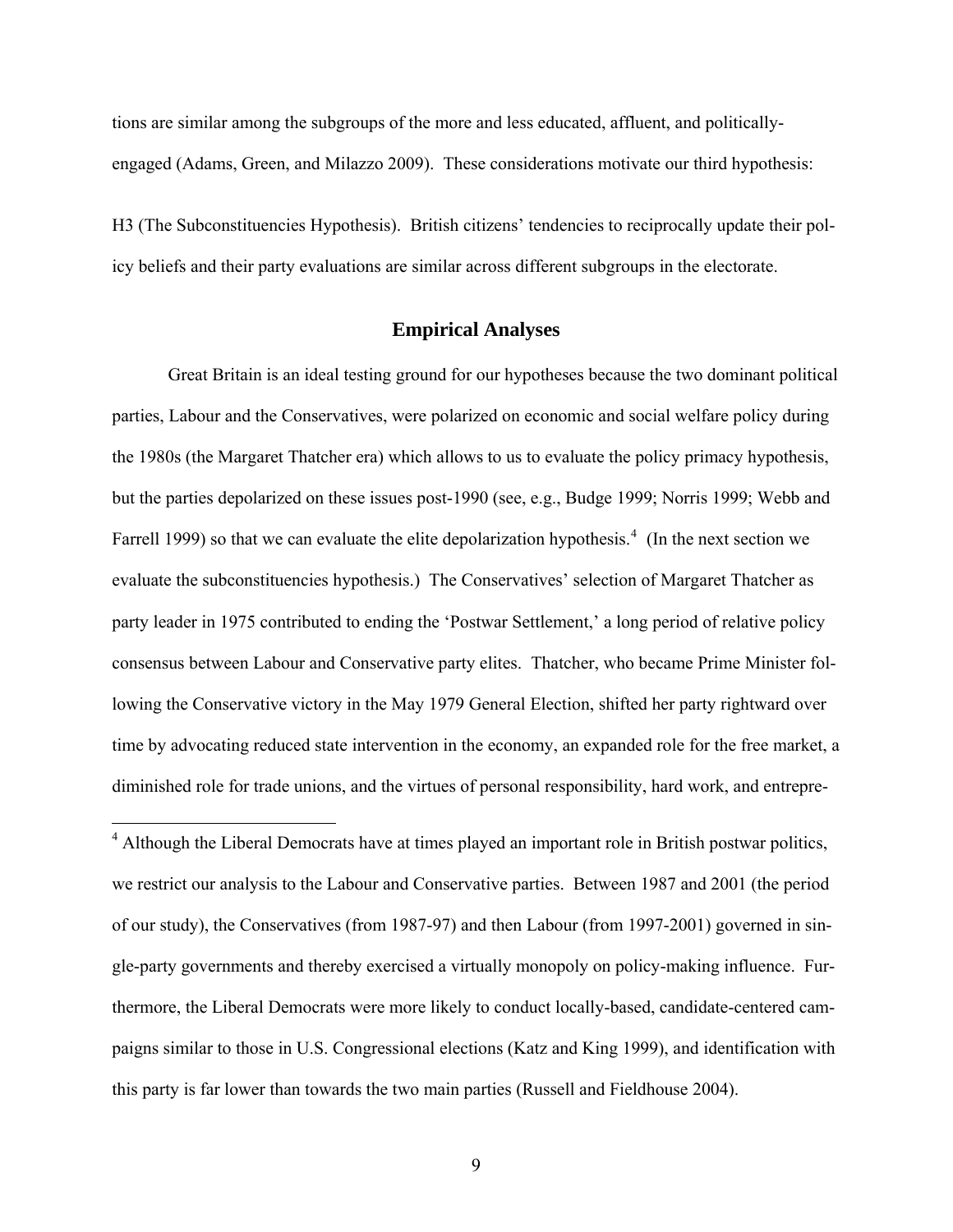tions are similar among the subgroups of the more and less educated, affluent, and politically-engaged (Adams, Green, and Milazzo 2009). These considerations motivate our third hypothesis:

H3 (The Subconstituencies Hypothesis). British citizens' tendencies to reciprocally update their policy beliefs and their party evaluations are similar across different subgroups in the electorate.

## Empirical Analyses

Great Britain is an ideal testing ground for our hypotheses because the two dominant political parties, Labour and the Conservatives, were polarized on economic and social welfare policy during the 1980s (the Margaret Thatcher era) which allows to us to evaluate the policy primacy hypothesis, but the parties depolarized on these issues post-1990 (see, e.g., Budge 1999; Norris 1999; Webb and Farrell 1999) so that we can evaluate the elite depolarization hypothesis.[4] (In the next section we evaluate the subconstituencies hypothesis.) The Conservatives' selection of Margaret Thatcher as party leader in 1975 contributed to ending the 'Postwar Settlement,' a long period of relative policy consensus between Labour and Conservative party elites. Thatcher, who became Prime Minister following the Conservative victory in the May 1979 General Election, shifted her party rightward over time by advocating reduced state intervention in the economy, an expanded role for the free market, a diminished role for trade unions, and the virtues of personal responsibility, hard work, and entrepre-

[4] Although the Liberal Democrats have at times played an important role in British postwar politics, we restrict our analysis to the Labour and Conservative parties. Between 1987 and 2001 (the period of our study), the Conservatives (from 1987-97) and then Labour (from 1997-2001) governed in single-party governments and thereby exercised a virtually monopoly on policy-making influence. Furthermore, the Liberal Democrats were more likely to conduct locally-based, candidate-centered campaigns similar to those in U.S. Congressional elections (Katz and King 1999), and identification with this party is far lower than towards the two main parties (Russell and Fieldhouse 2004).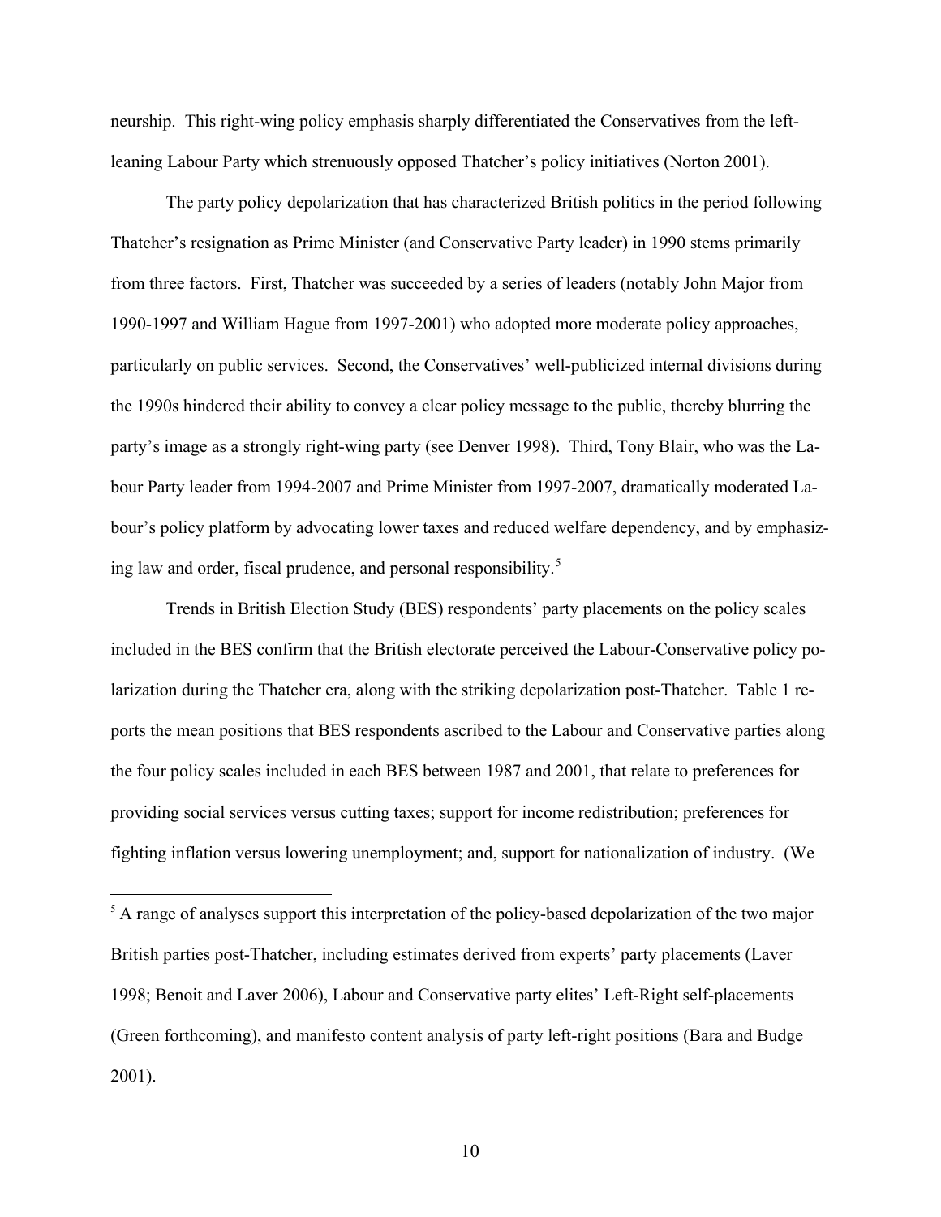neurship. This right-wing policy emphasis sharply differentiated the Conservatives from the left-leaning Labour Party which strenuously opposed Thatcher's policy initiatives (Norton 2001).

The party policy depolarization that has characterized British politics in the period following Thatcher's resignation as Prime Minister (and Conservative Party leader) in 1990 stems primarily from three factors. First, Thatcher was succeeded by a series of leaders (notably John Major from 1990-1997 and William Hague from 1997-2001) who adopted more moderate policy approaches, particularly on public services. Second, the Conservatives' well-publicized internal divisions during the 1990s hindered their ability to convey a clear policy message to the public, thereby blurring the party's image as a strongly right-wing party (see Denver 1998). Third, Tony Blair, who was the Labour Party leader from 1994-2007 and Prime Minister from 1997-2007, dramatically moderated Labour's policy platform by advocating lower taxes and reduced welfare dependency, and by emphasizing law and order, fiscal prudence, and personal responsibility.[5]

Trends in British Election Study (BES) respondents' party placements on the policy scales included in the BES confirm that the British electorate perceived the Labour-Conservative policy polarization during the Thatcher era, along with the striking depolarization post-Thatcher. Table 1 reports the mean positions that BES respondents ascribed to the Labour and Conservative parties along the four policy scales included in each BES between 1987 and 2001, that relate to preferences for providing social services versus cutting taxes; support for income redistribution; preferences for fighting inflation versus lowering unemployment; and, support for nationalization of industry. (We

[5] A range of analyses support this interpretation of the policy-based depolarization of the two major British parties post-Thatcher, including estimates derived from experts' party placements (Laver 1998; Benoit and Laver 2006), Labour and Conservative party elites' Left-Right self-placements (Green forthcoming), and manifesto content analysis of party left-right positions (Bara and Budge 2001).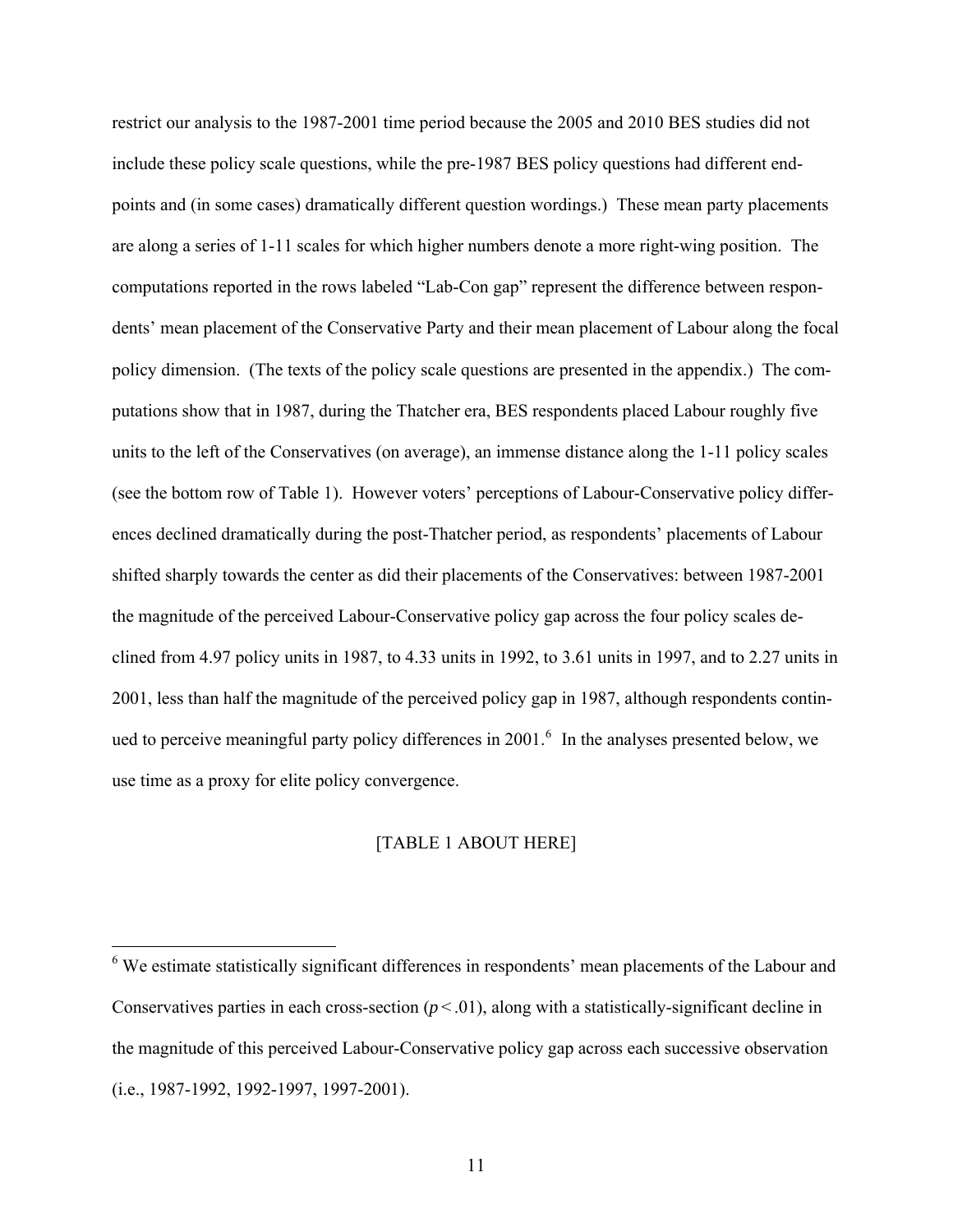restrict our analysis to the 1987-2001 time period because the 2005 and 2010 BES studies did not include these policy scale questions, while the pre-1987 BES policy questions had different end-points and (in some cases) dramatically different question wordings.) These mean party placements are along a series of 1-11 scales for which higher numbers denote a more right-wing position. The computations reported in the rows labeled "Lab-Con gap" represent the difference between respondents' mean placement of the Conservative Party and their mean placement of Labour along the focal policy dimension. (The texts of the policy scale questions are presented in the appendix.) The computations show that in 1987, during the Thatcher era, BES respondents placed Labour roughly five units to the left of the Conservatives (on average), an immense distance along the 1-11 policy scales (see the bottom row of Table 1). However voters' perceptions of Labour-Conservative policy differences declined dramatically during the post-Thatcher period, as respondents' placements of Labour shifted sharply towards the center as did their placements of the Conservatives: between 1987-2001 the magnitude of the perceived Labour-Conservative policy gap across the four policy scales declined from 4.97 policy units in 1987, to 4.33 units in 1992, to 3.61 units in 1997, and to 2.27 units in 2001, less than half the magnitude of the perceived policy gap in 1987, although respondents continued to perceive meaningful party policy differences in 2001.[6] In the analyses presented below, we use time as a proxy for elite policy convergence.

[TABLE 1 ABOUT HERE]

[6] We estimate statistically significant differences in respondents' mean placements of the Labour and Conservatives parties in each cross-section ($p < .01$), along with a statistically-significant decline in the magnitude of this perceived Labour-Conservative policy gap across each successive observation (i.e., 1987-1992, 1992-1997, 1997-2001).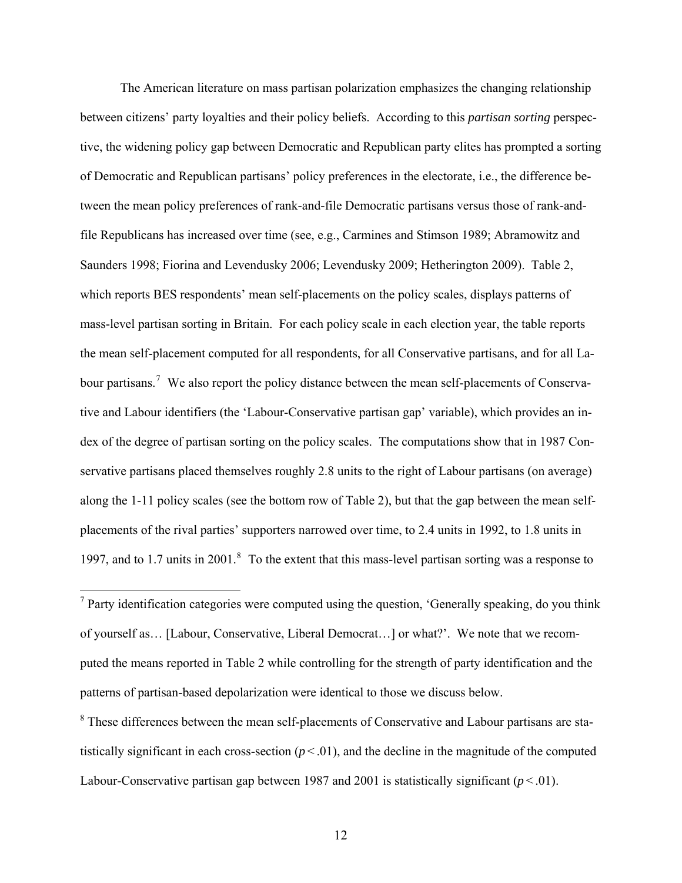The American literature on mass partisan polarization emphasizes the changing relationship between citizens' party loyalties and their policy beliefs. According to this *partisan sorting* perspective, the widening policy gap between Democratic and Republican party elites has prompted a sorting of Democratic and Republican partisans' policy preferences in the electorate, i.e., the difference between the mean policy preferences of rank-and-file Democratic partisans versus those of rank-and-file Republicans has increased over time (see, e.g., Carmines and Stimson 1989; Abramowitz and Saunders 1998; Fiorina and Levendusky 2006; Levendusky 2009; Hetherington 2009). Table 2, which reports BES respondents' mean self-placements on the policy scales, displays patterns of mass-level partisan sorting in Britain. For each policy scale in each election year, the table reports the mean self-placement computed for all respondents, for all Conservative partisans, and for all Labour partisans.[7] We also report the policy distance between the mean self-placements of Conservative and Labour identifiers (the 'Labour-Conservative partisan gap' variable), which provides an index of the degree of partisan sorting on the policy scales. The computations show that in 1987 Conservative partisans placed themselves roughly 2.8 units to the right of Labour partisans (on average) along the 1-11 policy scales (see the bottom row of Table 2), but that the gap between the mean self-placements of the rival parties' supporters narrowed over time, to 2.4 units in 1992, to 1.8 units in 1997, and to 1.7 units in 2001.[8] To the extent that this mass-level partisan sorting was a response to

---

[7] Party identification categories were computed using the question, 'Generally speaking, do you think of yourself as… [Labour, Conservative, Liberal Democrat…] or what?'. We note that we recomputed the means reported in Table 2 while controlling for the strength of party identification and the patterns of partisan-based depolarization were identical to those we discuss below.

[8] These differences between the mean self-placements of Conservative and Labour partisans are statistically significant in each cross-section ($p < .01$), and the decline in the magnitude of the computed Labour-Conservative partisan gap between 1987 and 2001 is statistically significant ($p < .01$).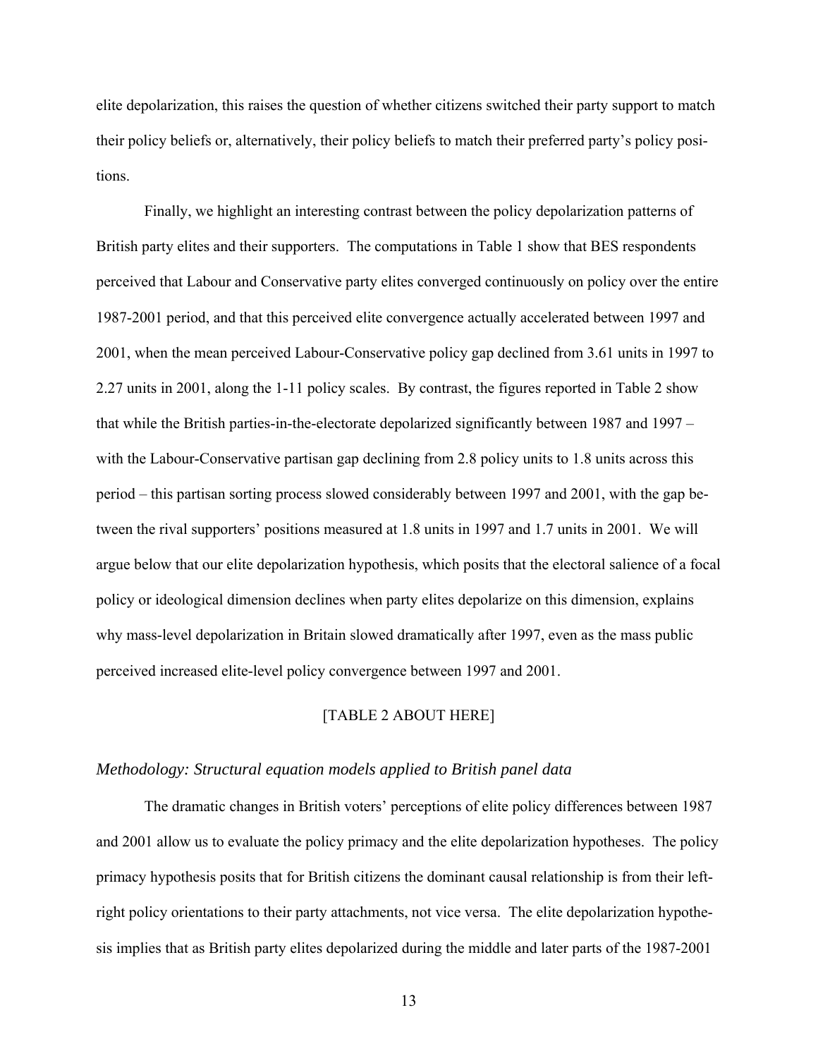elite depolarization, this raises the question of whether citizens switched their party support to match their policy beliefs or, alternatively, their policy beliefs to match their preferred party's policy positions.

Finally, we highlight an interesting contrast between the policy depolarization patterns of British party elites and their supporters. The computations in Table 1 show that BES respondents perceived that Labour and Conservative party elites converged continuously on policy over the entire 1987-2001 period, and that this perceived elite convergence actually accelerated between 1997 and 2001, when the mean perceived Labour-Conservative policy gap declined from 3.61 units in 1997 to 2.27 units in 2001, along the 1-11 policy scales. By contrast, the figures reported in Table 2 show that while the British parties-in-the-electorate depolarized significantly between 1987 and 1997 – with the Labour-Conservative partisan gap declining from 2.8 policy units to 1.8 units across this period – this partisan sorting process slowed considerably between 1997 and 2001, with the gap between the rival supporters' positions measured at 1.8 units in 1997 and 1.7 units in 2001. We will argue below that our elite depolarization hypothesis, which posits that the electoral salience of a focal policy or ideological dimension declines when party elites depolarize on this dimension, explains why mass-level depolarization in Britain slowed dramatically after 1997, even as the mass public perceived increased elite-level policy convergence between 1997 and 2001.

[TABLE 2 ABOUT HERE]

### *Methodology: Structural equation models applied to British panel data*

The dramatic changes in British voters' perceptions of elite policy differences between 1987 and 2001 allow us to evaluate the policy primacy and the elite depolarization hypotheses. The policy primacy hypothesis posits that for British citizens the dominant causal relationship is from their left-right policy orientations to their party attachments, not vice versa. The elite depolarization hypothesis implies that as British party elites depolarized during the middle and later parts of the 1987-2001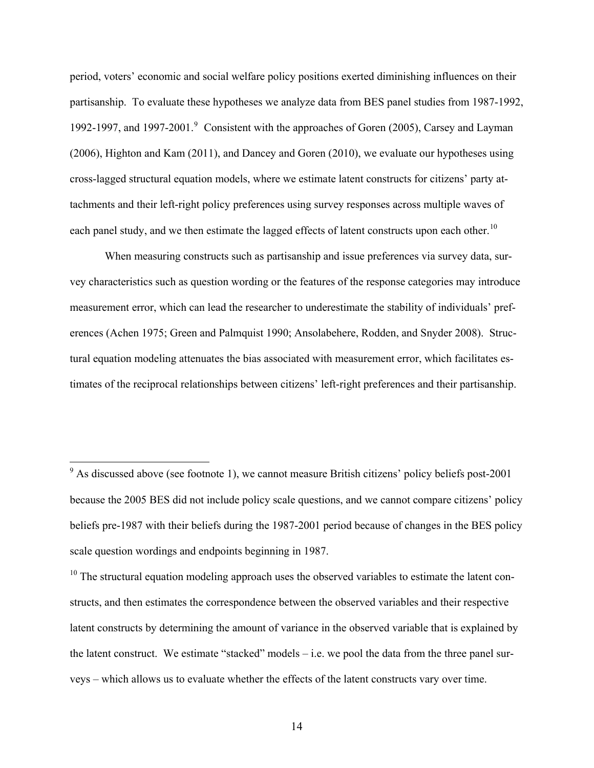period, voters' economic and social welfare policy positions exerted diminishing influences on their partisanship. To evaluate these hypotheses we analyze data from BES panel studies from 1987-1992, 1992-1997, and 1997-2001.[9] Consistent with the approaches of Goren (2005), Carsey and Layman (2006), Highton and Kam (2011), and Dancey and Goren (2010), we evaluate our hypotheses using cross-lagged structural equation models, where we estimate latent constructs for citizens' party attachments and their left-right policy preferences using survey responses across multiple waves of each panel study, and we then estimate the lagged effects of latent constructs upon each other.[10]

When measuring constructs such as partisanship and issue preferences via survey data, survey characteristics such as question wording or the features of the response categories may introduce measurement error, which can lead the researcher to underestimate the stability of individuals' preferences (Achen 1975; Green and Palmquist 1990; Ansolabehere, Rodden, and Snyder 2008). Structural equation modeling attenuates the bias associated with measurement error, which facilitates estimates of the reciprocal relationships between citizens' left-right preferences and their partisanship.

---

[9] As discussed above (see footnote 1), we cannot measure British citizens' policy beliefs post-2001 because the 2005 BES did not include policy scale questions, and we cannot compare citizens' policy beliefs pre-1987 with their beliefs during the 1987-2001 period because of changes in the BES policy scale question wordings and endpoints beginning in 1987.

[10] The structural equation modeling approach uses the observed variables to estimate the latent constructs, and then estimates the correspondence between the observed variables and their respective latent constructs by determining the amount of variance in the observed variable that is explained by the latent construct. We estimate "stacked" models – i.e. we pool the data from the three panel surveys – which allows us to evaluate whether the effects of the latent constructs vary over time.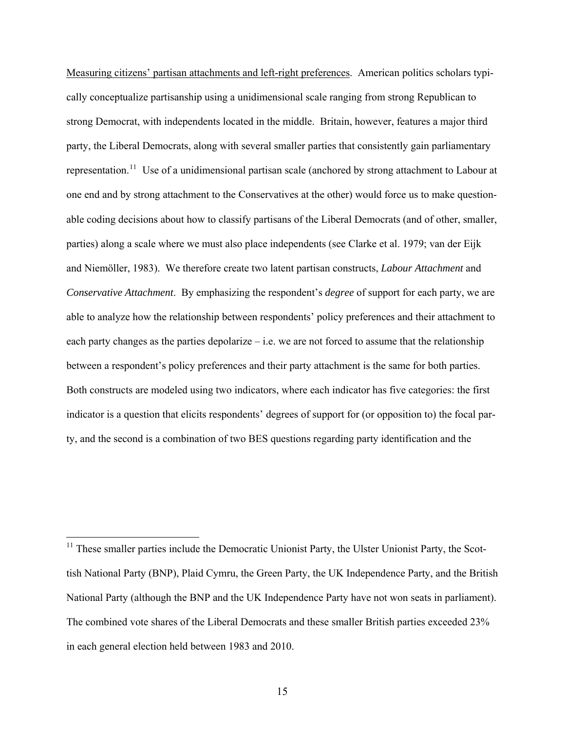Measuring citizens' partisan attachments and left-right preferences. American politics scholars typically conceptualize partisanship using a unidimensional scale ranging from strong Republican to strong Democrat, with independents located in the middle. Britain, however, features a major third party, the Liberal Democrats, along with several smaller parties that consistently gain parliamentary representation.[11] Use of a unidimensional partisan scale (anchored by strong attachment to Labour at one end and by strong attachment to the Conservatives at the other) would force us to make questionable coding decisions about how to classify partisans of the Liberal Democrats (and of other, smaller, parties) along a scale where we must also place independents (see Clarke et al. 1979; van der Eijk and Niemöller, 1983). We therefore create two latent partisan constructs, *Labour Attachment* and *Conservative Attachment*. By emphasizing the respondent's *degree* of support for each party, we are able to analyze how the relationship between respondents' policy preferences and their attachment to each party changes as the parties depolarize – i.e. we are not forced to assume that the relationship between a respondent's policy preferences and their party attachment is the same for both parties. Both constructs are modeled using two indicators, where each indicator has five categories: the first indicator is a question that elicits respondents' degrees of support for (or opposition to) the focal party, and the second is a combination of two BES questions regarding party identification and the

[11] These smaller parties include the Democratic Unionist Party, the Ulster Unionist Party, the Scottish National Party (BNP), Plaid Cymru, the Green Party, the UK Independence Party, and the British National Party (although the BNP and the UK Independence Party have not won seats in parliament). The combined vote shares of the Liberal Democrats and these smaller British parties exceeded 23% in each general election held between 1983 and 2010.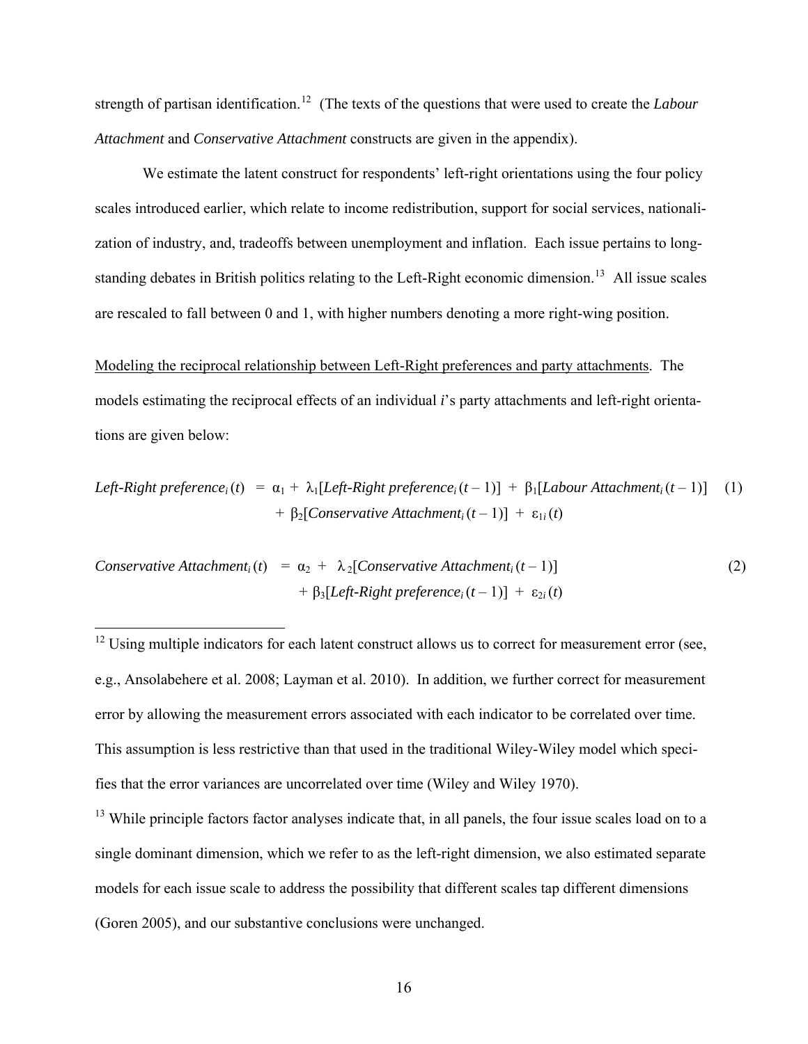strength of partisan identification.[12] (The texts of the questions that were used to create the *Labour Attachment* and *Conservative Attachment* constructs are given in the appendix).

We estimate the latent construct for respondents' left-right orientations using the four policy scales introduced earlier, which relate to income redistribution, support for social services, nationalization of industry, and, tradeoffs between unemployment and inflation. Each issue pertains to long-standing debates in British politics relating to the Left-Right economic dimension.[13] All issue scales are rescaled to fall between 0 and 1, with higher numbers denoting a more right-wing position.

Modeling the reciprocal relationship between Left-Right preferences and party attachments. The models estimating the reciprocal effects of an individual *i*'s party attachments and left-right orientations are given below:

$$\textit{Left-Right preference}_i(t) = \alpha_1 + \lambda_1[\textit{Left-Right preference}_i(t-1)] + \beta_1[\textit{Labour Attachment}_i(t-1)] + \beta_2[\textit{Conservative Attachment}_i(t-1)] + \varepsilon_{1i}(t) \quad (1)$$

$$\textit{Conservative Attachment}_i(t) = \alpha_2 + \lambda_2[\textit{Conservative Attachment}_i(t-1)] + \beta_3[\textit{Left-Right preference}_i(t-1)] + \varepsilon_{2i}(t) \quad (2)$$

---

[12] Using multiple indicators for each latent construct allows us to correct for measurement error (see, e.g., Ansolabehere et al. 2008; Layman et al. 2010). In addition, we further correct for measurement error by allowing the measurement errors associated with each indicator to be correlated over time. This assumption is less restrictive than that used in the traditional Wiley-Wiley model which specifies that the error variances are uncorrelated over time (Wiley and Wiley 1970).

[13] While principle factors factor analyses indicate that, in all panels, the four issue scales load on to a single dominant dimension, which we refer to as the left-right dimension, we also estimated separate models for each issue scale to address the possibility that different scales tap different dimensions (Goren 2005), and our substantive conclusions were unchanged.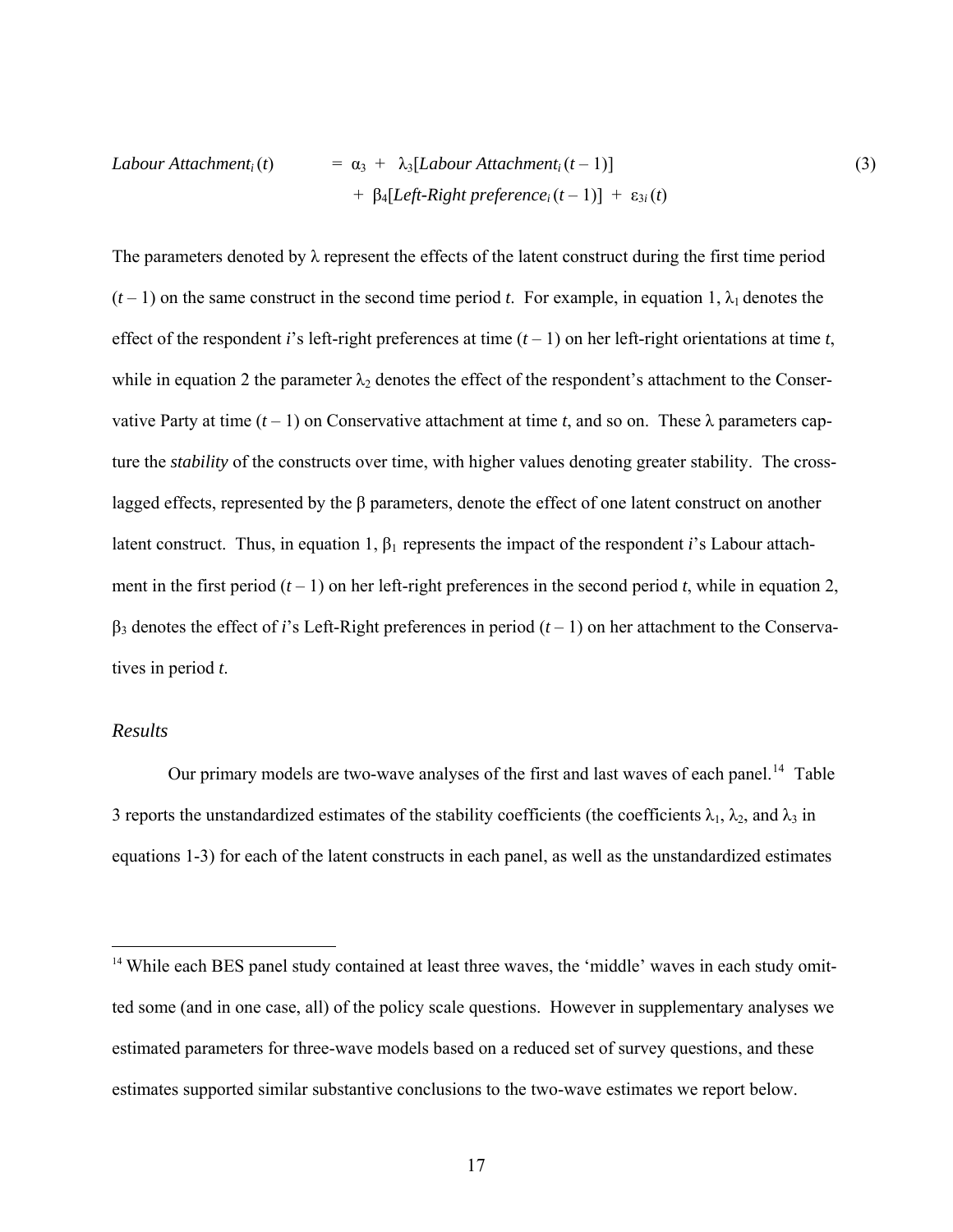$$\text{Labour Attachment}_i(t) = \alpha_3 + \lambda_3[\text{Labour Attachment}_i(t-1)] + \beta_4[\text{Left-Right preference}_i(t-1)] + \varepsilon_{3i}(t) \quad (3)$$

The parameters denoted by $\lambda$ represent the effects of the latent construct during the first time period $(t-1)$ on the same construct in the second time period $t$. For example, in equation 1, $\lambda_1$ denotes the effect of the respondent $i$'s left-right preferences at time $(t-1)$ on her left-right orientations at time $t$, while in equation 2 the parameter $\lambda_2$ denotes the effect of the respondent's attachment to the Conservative Party at time $(t-1)$ on Conservative attachment at time $t$, and so on. These $\lambda$ parameters capture the *stability* of the constructs over time, with higher values denoting greater stability. The cross-lagged effects, represented by the $\beta$ parameters, denote the effect of one latent construct on another latent construct. Thus, in equation 1, $\beta_1$ represents the impact of the respondent $i$'s Labour attachment in the first period $(t-1)$ on her left-right preferences in the second period $t$, while in equation 2, $\beta_3$ denotes the effect of $i$'s Left-Right preferences in period $(t-1)$ on her attachment to the Conservatives in period $t$.

### *Results*

Our primary models are two-wave analyses of the first and last waves of each panel.[14] Table 3 reports the unstandardized estimates of the stability coefficients (the coefficients $\lambda_1$, $\lambda_2$, and $\lambda_3$ in equations 1-3) for each of the latent constructs in each panel, as well as the unstandardized estimates

[14] While each BES panel study contained at least three waves, the 'middle' waves in each study omitted some (and in one case, all) of the policy scale questions. However in supplementary analyses we estimated parameters for three-wave models based on a reduced set of survey questions, and these estimates supported similar substantive conclusions to the two-wave estimates we report below.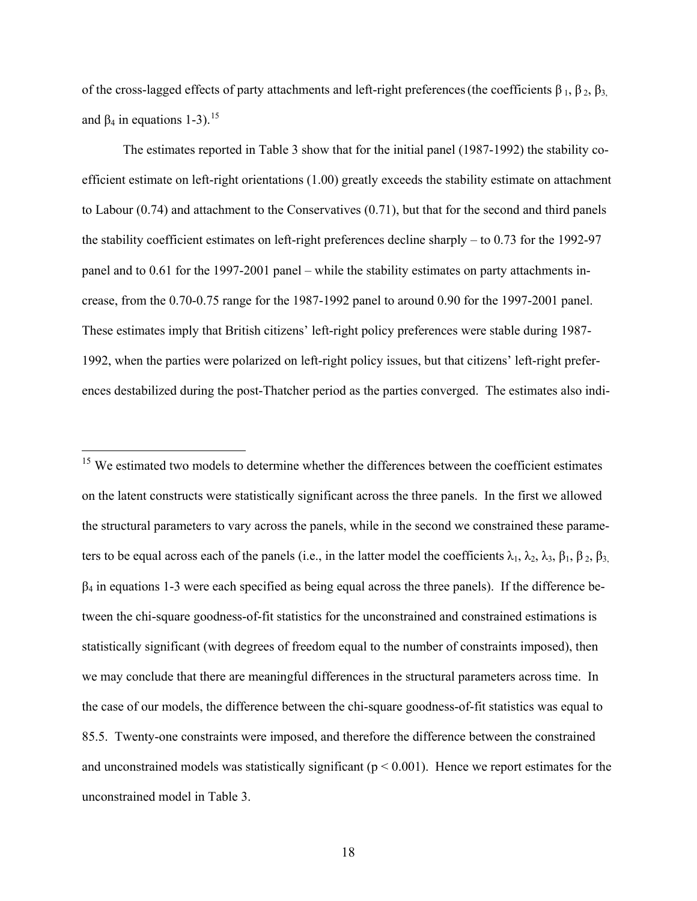of the cross-lagged effects of party attachments and left-right preferences (the coefficients $\beta_1$, $\beta_2$, $\beta_3$, and $\beta_4$ in equations 1-3).[15]

The estimates reported in Table 3 show that for the initial panel (1987-1992) the stability coefficient estimate on left-right orientations (1.00) greatly exceeds the stability estimate on attachment to Labour (0.74) and attachment to the Conservatives (0.71), but that for the second and third panels the stability coefficient estimates on left-right preferences decline sharply – to 0.73 for the 1992-97 panel and to 0.61 for the 1997-2001 panel – while the stability estimates on party attachments increase, from the 0.70-0.75 range for the 1987-1992 panel to around 0.90 for the 1997-2001 panel. These estimates imply that British citizens' left-right policy preferences were stable during 1987-1992, when the parties were polarized on left-right policy issues, but that citizens' left-right preferences destabilized during the post-Thatcher period as the parties converged. The estimates also indi-

---

[15] We estimated two models to determine whether the differences between the coefficient estimates on the latent constructs were statistically significant across the three panels. In the first we allowed the structural parameters to vary across the panels, while in the second we constrained these parameters to be equal across each of the panels (i.e., in the latter model the coefficients $\lambda_1$, $\lambda_2$, $\lambda_3$, $\beta_1$, $\beta_2$, $\beta_3$, $\beta_4$ in equations 1-3 were each specified as being equal across the three panels). If the difference between the chi-square goodness-of-fit statistics for the unconstrained and constrained estimations is statistically significant (with degrees of freedom equal to the number of constraints imposed), then we may conclude that there are meaningful differences in the structural parameters across time. In the case of our models, the difference between the chi-square goodness-of-fit statistics was equal to 85.5. Twenty-one constraints were imposed, and therefore the difference between the constrained and unconstrained models was statistically significant ($p < 0.001$). Hence we report estimates for the unconstrained model in Table 3.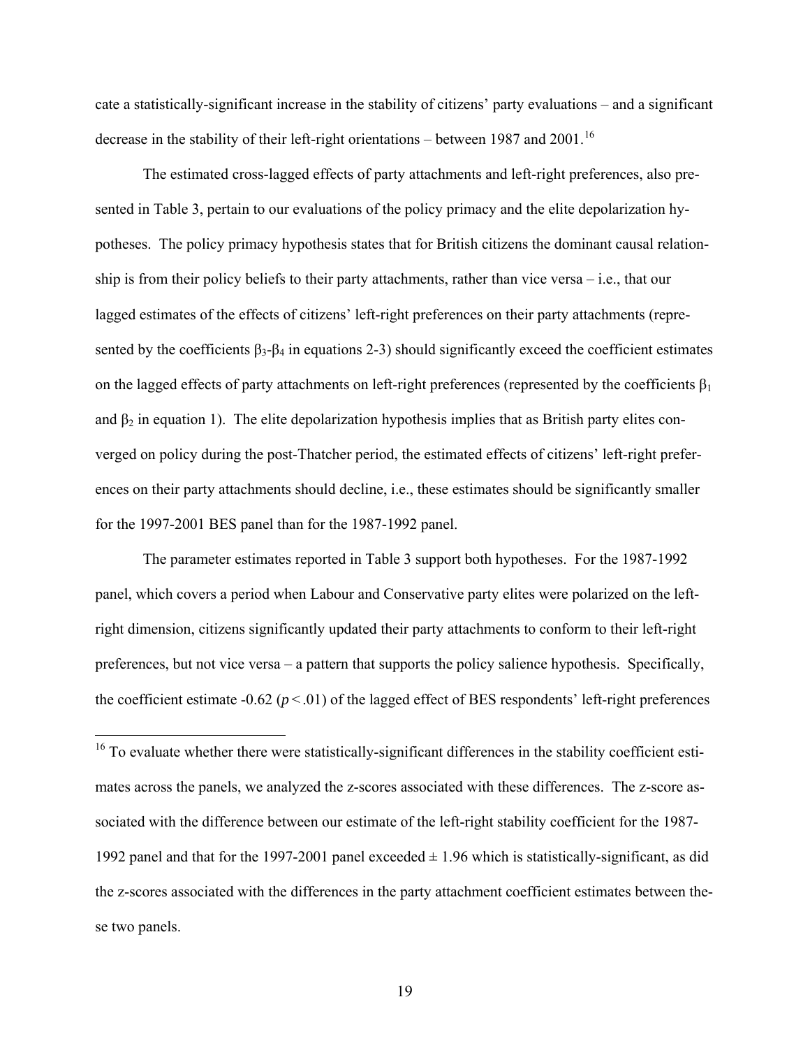cate a statistically-significant increase in the stability of citizens' party evaluations – and a significant decrease in the stability of their left-right orientations – between 1987 and 2001.[16]

The estimated cross-lagged effects of party attachments and left-right preferences, also presented in Table 3, pertain to our evaluations of the policy primacy and the elite depolarization hypotheses. The policy primacy hypothesis states that for British citizens the dominant causal relationship is from their policy beliefs to their party attachments, rather than vice versa – i.e., that our lagged estimates of the effects of citizens' left-right preferences on their party attachments (represented by the coefficients $\beta_3$-$\beta_4$ in equations 2-3) should significantly exceed the coefficient estimates on the lagged effects of party attachments on left-right preferences (represented by the coefficients $\beta_1$ and $\beta_2$ in equation 1). The elite depolarization hypothesis implies that as British party elites converged on policy during the post-Thatcher period, the estimated effects of citizens' left-right preferences on their party attachments should decline, i.e., these estimates should be significantly smaller for the 1997-2001 BES panel than for the 1987-1992 panel.

The parameter estimates reported in Table 3 support both hypotheses. For the 1987-1992 panel, which covers a period when Labour and Conservative party elites were polarized on the left-right dimension, citizens significantly updated their party attachments to conform to their left-right preferences, but not vice versa – a pattern that supports the policy salience hypothesis. Specifically, the coefficient estimate -0.62 ($p < .01$) of the lagged effect of BES respondents' left-right preferences

[16] To evaluate whether there were statistically-significant differences in the stability coefficient estimates across the panels, we analyzed the z-scores associated with these differences. The z-score associated with the difference between our estimate of the left-right stability coefficient for the 1987-1992 panel and that for the 1997-2001 panel exceeded $\pm$ 1.96 which is statistically-significant, as did the z-scores associated with the differences in the party attachment coefficient estimates between these two panels.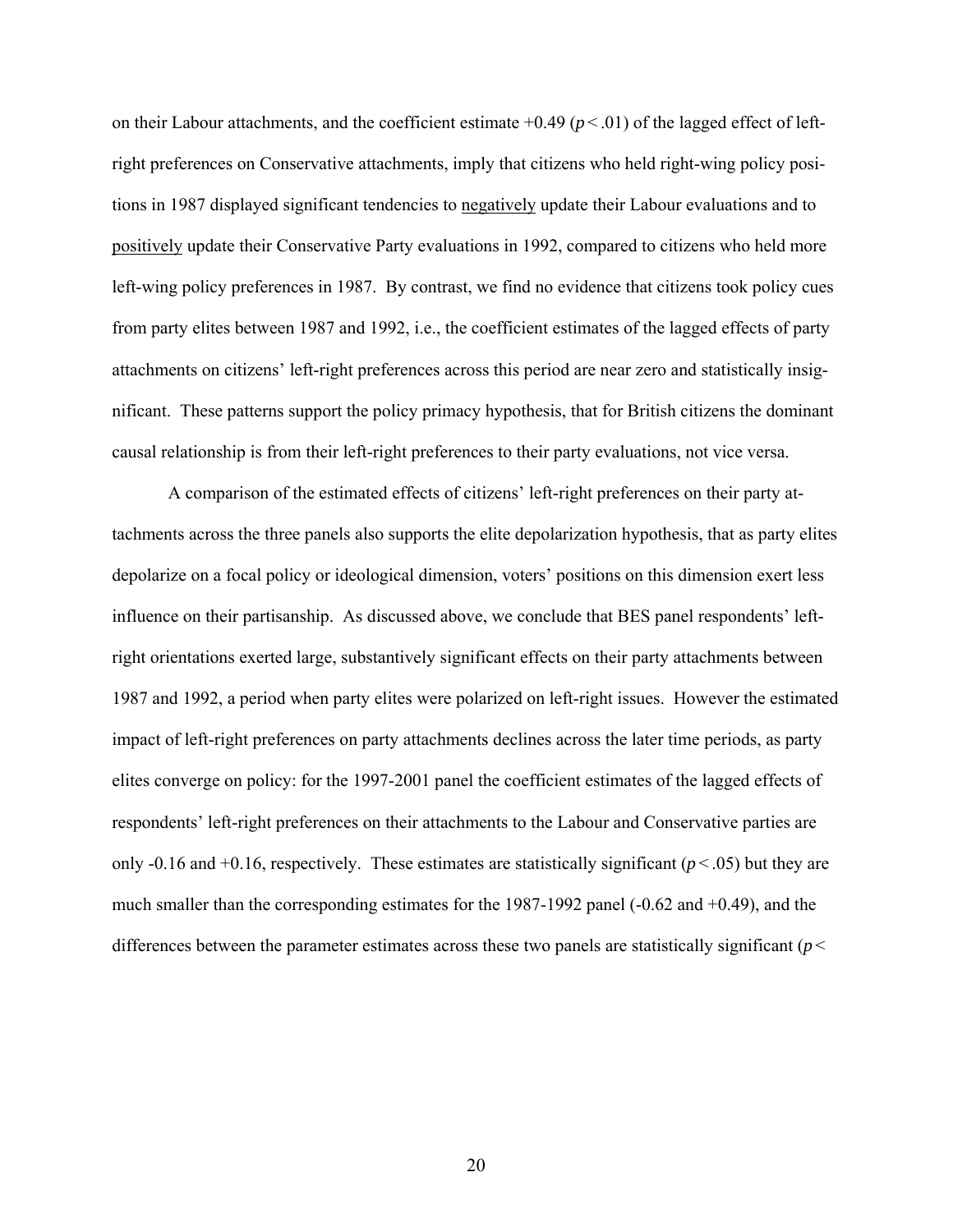on their Labour attachments, and the coefficient estimate +0.49 ($p < .01$) of the lagged effect of left-right preferences on Conservative attachments, imply that citizens who held right-wing policy positions in 1987 displayed significant tendencies to <u>negatively</u> update their Labour evaluations and to <u>positively</u> update their Conservative Party evaluations in 1992, compared to citizens who held more left-wing policy preferences in 1987. By contrast, we find no evidence that citizens took policy cues from party elites between 1987 and 1992, i.e., the coefficient estimates of the lagged effects of party attachments on citizens' left-right preferences across this period are near zero and statistically insignificant. These patterns support the policy primacy hypothesis, that for British citizens the dominant causal relationship is from their left-right preferences to their party evaluations, not vice versa.

A comparison of the estimated effects of citizens' left-right preferences on their party attachments across the three panels also supports the elite depolarization hypothesis, that as party elites depolarize on a focal policy or ideological dimension, voters' positions on this dimension exert less influence on their partisanship. As discussed above, we conclude that BES panel respondents' left-right orientations exerted large, substantively significant effects on their party attachments between 1987 and 1992, a period when party elites were polarized on left-right issues. However the estimated impact of left-right preferences on party attachments declines across the later time periods, as party elites converge on policy: for the 1997-2001 panel the coefficient estimates of the lagged effects of respondents' left-right preferences on their attachments to the Labour and Conservative parties are only -0.16 and +0.16, respectively. These estimates are statistically significant ($p < .05$) but they are much smaller than the corresponding estimates for the 1987-1992 panel (-0.62 and +0.49), and the differences between the parameter estimates across these two panels are statistically significant ($p <$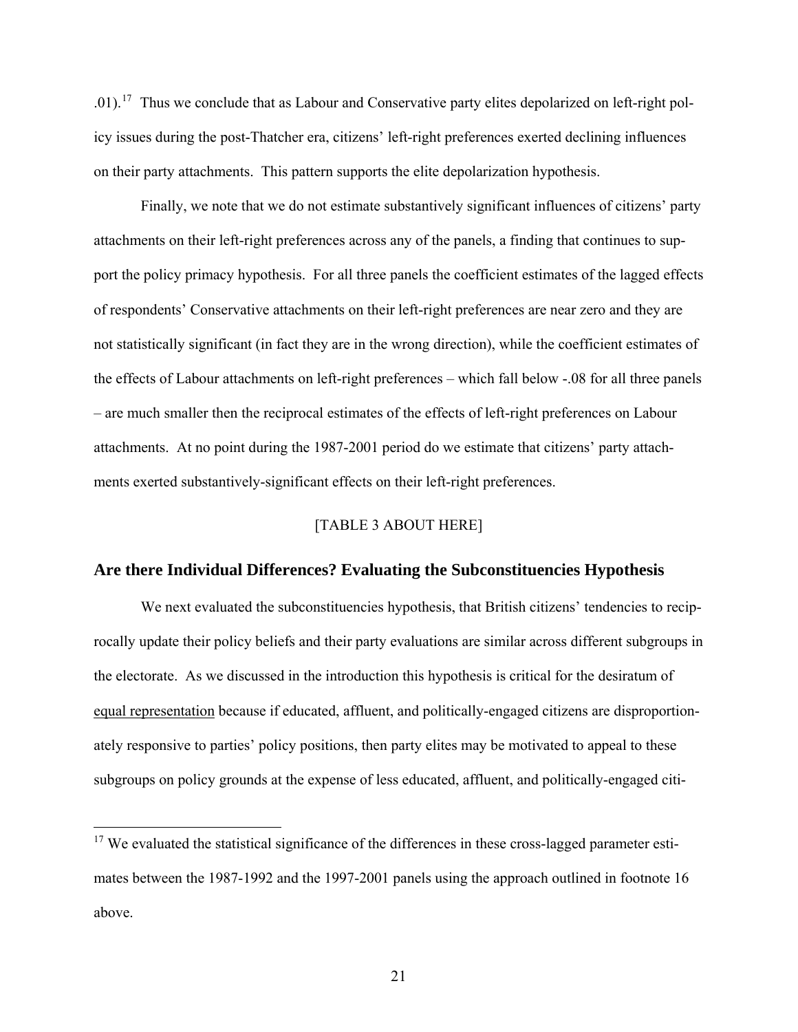.01).[17] Thus we conclude that as Labour and Conservative party elites depolarized on left-right policy issues during the post-Thatcher era, citizens' left-right preferences exerted declining influences on their party attachments. This pattern supports the elite depolarization hypothesis.

Finally, we note that we do not estimate substantively significant influences of citizens' party attachments on their left-right preferences across any of the panels, a finding that continues to support the policy primacy hypothesis. For all three panels the coefficient estimates of the lagged effects of respondents' Conservative attachments on their left-right preferences are near zero and they are not statistically significant (in fact they are in the wrong direction), while the coefficient estimates of the effects of Labour attachments on left-right preferences – which fall below -.08 for all three panels – are much smaller then the reciprocal estimates of the effects of left-right preferences on Labour attachments. At no point during the 1987-2001 period do we estimate that citizens' party attachments exerted substantively-significant effects on their left-right preferences.

[TABLE 3 ABOUT HERE]

## Are there Individual Differences? Evaluating the Subconstituencies Hypothesis

We next evaluated the subconstituencies hypothesis, that British citizens' tendencies to reciprocally update their policy beliefs and their party evaluations are similar across different subgroups in the electorate. As we discussed in the introduction this hypothesis is critical for the desiratum of equal representation because if educated, affluent, and politically-engaged citizens are disproportionately responsive to parties' policy positions, then party elites may be motivated to appeal to these subgroups on policy grounds at the expense of less educated, affluent, and politically-engaged citi-

[17] We evaluated the statistical significance of the differences in these cross-lagged parameter estimates between the 1987-1992 and the 1997-2001 panels using the approach outlined in footnote 16 above.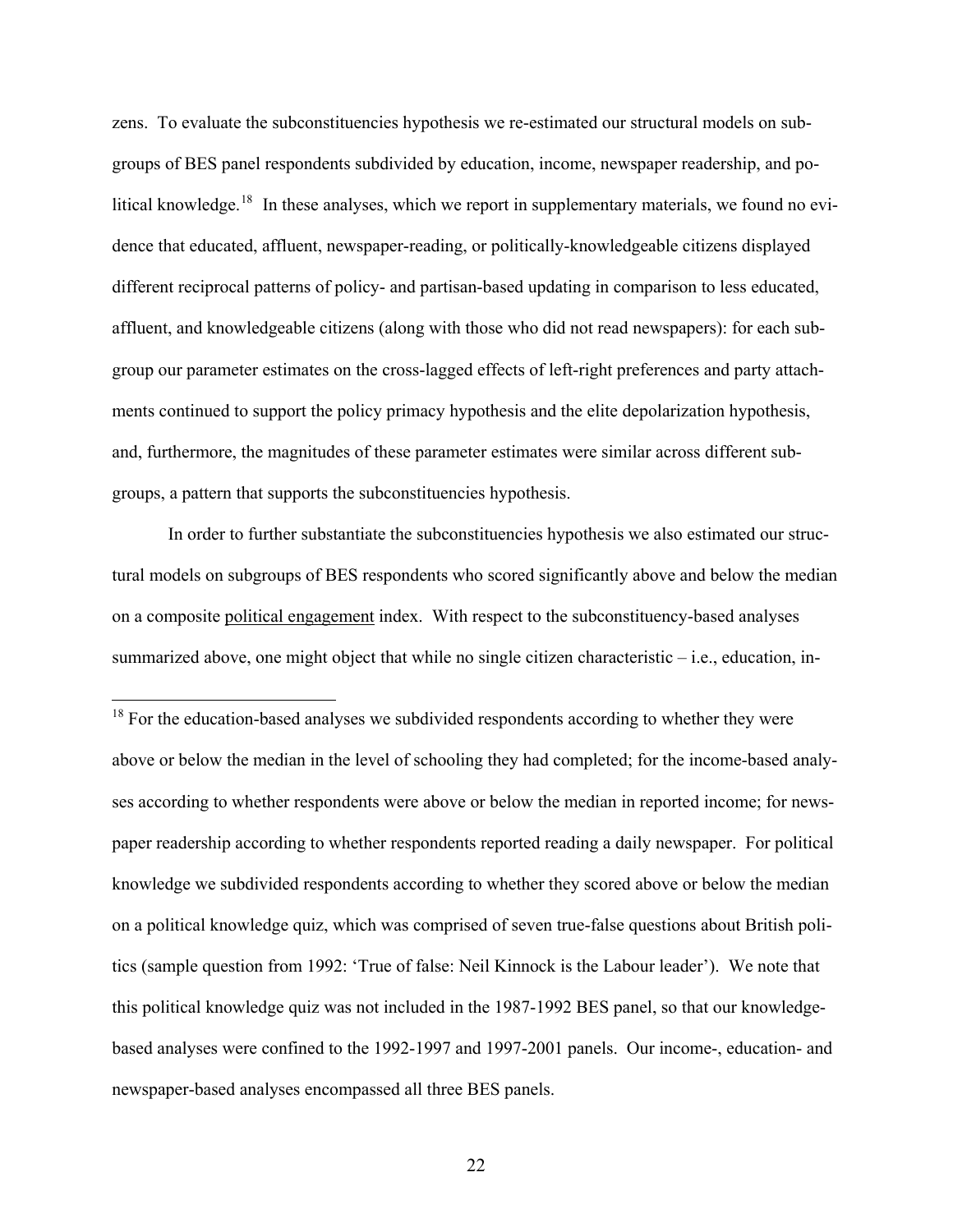zens. To evaluate the subconstituencies hypothesis we re-estimated our structural models on subgroups of BES panel respondents subdivided by education, income, newspaper readership, and political knowledge.[18] In these analyses, which we report in supplementary materials, we found no evidence that educated, affluent, newspaper-reading, or politically-knowledgeable citizens displayed different reciprocal patterns of policy- and partisan-based updating in comparison to less educated, affluent, and knowledgeable citizens (along with those who did not read newspapers): for each subgroup our parameter estimates on the cross-lagged effects of left-right preferences and party attachments continued to support the policy primacy hypothesis and the elite depolarization hypothesis, and, furthermore, the magnitudes of these parameter estimates were similar across different subgroups, a pattern that supports the subconstituencies hypothesis.

In order to further substantiate the subconstituencies hypothesis we also estimated our structural models on subgroups of BES respondents who scored significantly above and below the median on a composite <u>political engagement</u> index. With respect to the subconstituency-based analyses summarized above, one might object that while no single citizen characteristic – i.e., education, in-

[18] For the education-based analyses we subdivided respondents according to whether they were above or below the median in the level of schooling they had completed; for the income-based analyses according to whether respondents were above or below the median in reported income; for newspaper readership according to whether respondents reported reading a daily newspaper. For political knowledge we subdivided respondents according to whether they scored above or below the median on a political knowledge quiz, which was comprised of seven true-false questions about British politics (sample question from 1992: 'True of false: Neil Kinnock is the Labour leader'). We note that this political knowledge quiz was not included in the 1987-1992 BES panel, so that our knowledge-based analyses were confined to the 1992-1997 and 1997-2001 panels. Our income-, education- and newspaper-based analyses encompassed all three BES panels.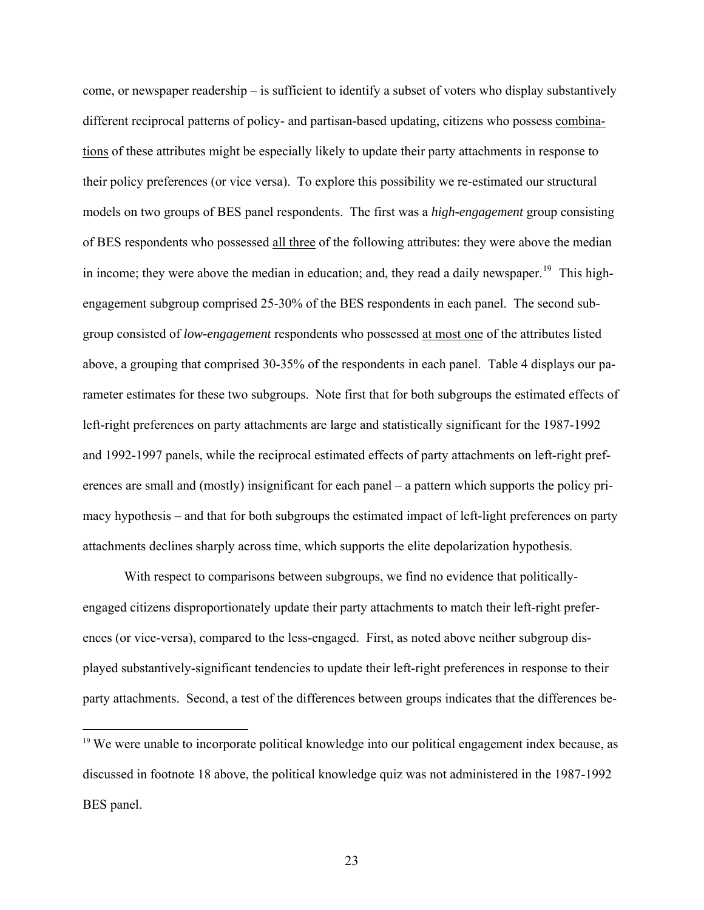come, or newspaper readership – is sufficient to identify a subset of voters who display substantively different reciprocal patterns of policy- and partisan-based updating, citizens who possess combinations of these attributes might be especially likely to update their party attachments in response to their policy preferences (or vice versa). To explore this possibility we re-estimated our structural models on two groups of BES panel respondents. The first was a *high-engagement* group consisting of BES respondents who possessed all three of the following attributes: they were above the median in income; they were above the median in education; and, they read a daily newspaper.[19] This high-engagement subgroup comprised 25-30% of the BES respondents in each panel. The second subgroup consisted of *low-engagement* respondents who possessed at most one of the attributes listed above, a grouping that comprised 30-35% of the respondents in each panel. Table 4 displays our parameter estimates for these two subgroups. Note first that for both subgroups the estimated effects of left-right preferences on party attachments are large and statistically significant for the 1987-1992 and 1992-1997 panels, while the reciprocal estimated effects of party attachments on left-right preferences are small and (mostly) insignificant for each panel – a pattern which supports the policy primacy hypothesis – and that for both subgroups the estimated impact of left-light preferences on party attachments declines sharply across time, which supports the elite depolarization hypothesis.

With respect to comparisons between subgroups, we find no evidence that politically-engaged citizens disproportionately update their party attachments to match their left-right preferences (or vice-versa), compared to the less-engaged. First, as noted above neither subgroup displayed substantively-significant tendencies to update their left-right preferences in response to their party attachments. Second, a test of the differences between groups indicates that the differences be-

[19] We were unable to incorporate political knowledge into our political engagement index because, as discussed in footnote 18 above, the political knowledge quiz was not administered in the 1987-1992 BES panel.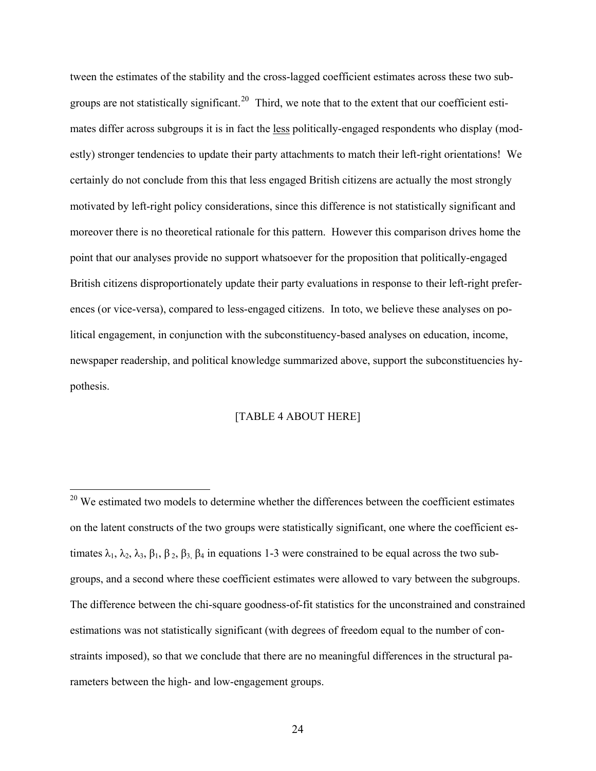tween the estimates of the stability and the cross-lagged coefficient estimates across these two subgroups are not statistically significant.[20] Third, we note that to the extent that our coefficient estimates differ across subgroups it is in fact the <u>less</u> politically-engaged respondents who display (modestly) stronger tendencies to update their party attachments to match their left-right orientations! We certainly do not conclude from this that less engaged British citizens are actually the most strongly motivated by left-right policy considerations, since this difference is not statistically significant and moreover there is no theoretical rationale for this pattern. However this comparison drives home the point that our analyses provide no support whatsoever for the proposition that politically-engaged British citizens disproportionately update their party evaluations in response to their left-right preferences (or vice-versa), compared to less-engaged citizens. In toto, we believe these analyses on political engagement, in conjunction with the subconstituency-based analyses on education, income, newspaper readership, and political knowledge summarized above, support the subconstituencies hypothesis.

[TABLE 4 ABOUT HERE]

---

[20] We estimated two models to determine whether the differences between the coefficient estimates on the latent constructs of the two groups were statistically significant, one where the coefficient estimates $\lambda_1$, $\lambda_2$, $\lambda_3$, $\beta_1$, $\beta_2$, $\beta_3$, $\beta_4$ in equations 1-3 were constrained to be equal across the two subgroups, and a second where these coefficient estimates were allowed to vary between the subgroups. The difference between the chi-square goodness-of-fit statistics for the unconstrained and constrained estimations was not statistically significant (with degrees of freedom equal to the number of constraints imposed), so that we conclude that there are no meaningful differences in the structural parameters between the high- and low-engagement groups.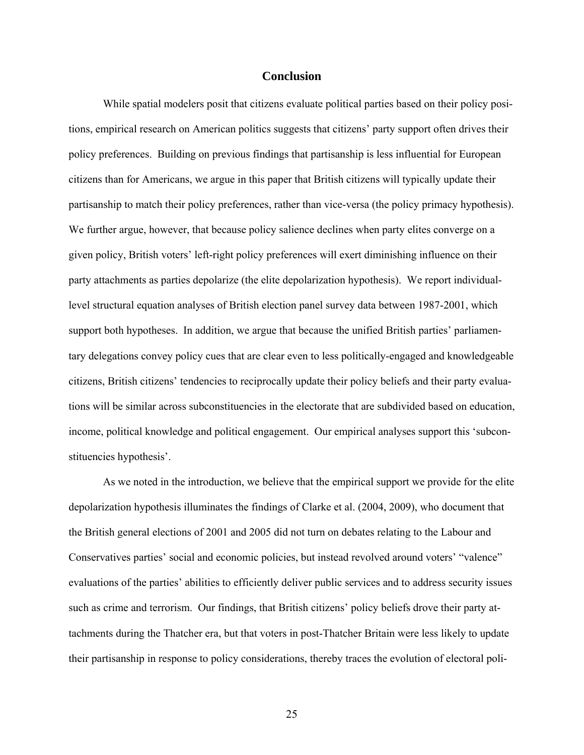## Conclusion

While spatial modelers posit that citizens evaluate political parties based on their policy positions, empirical research on American politics suggests that citizens' party support often drives their policy preferences. Building on previous findings that partisanship is less influential for European citizens than for Americans, we argue in this paper that British citizens will typically update their partisanship to match their policy preferences, rather than vice-versa (the policy primacy hypothesis). We further argue, however, that because policy salience declines when party elites converge on a given policy, British voters' left-right policy preferences will exert diminishing influence on their party attachments as parties depolarize (the elite depolarization hypothesis). We report individual-level structural equation analyses of British election panel survey data between 1987-2001, which support both hypotheses. In addition, we argue that because the unified British parties' parliamentary delegations convey policy cues that are clear even to less politically-engaged and knowledgeable citizens, British citizens' tendencies to reciprocally update their policy beliefs and their party evaluations will be similar across subconstituencies in the electorate that are subdivided based on education, income, political knowledge and political engagement. Our empirical analyses support this 'subconstituencies hypothesis'.

As we noted in the introduction, we believe that the empirical support we provide for the elite depolarization hypothesis illuminates the findings of Clarke et al. (2004, 2009), who document that the British general elections of 2001 and 2005 did not turn on debates relating to the Labour and Conservatives parties' social and economic policies, but instead revolved around voters' "valence" evaluations of the parties' abilities to efficiently deliver public services and to address security issues such as crime and terrorism. Our findings, that British citizens' policy beliefs drove their party attachments during the Thatcher era, but that voters in post-Thatcher Britain were less likely to update their partisanship in response to policy considerations, thereby traces the evolution of electoral poli-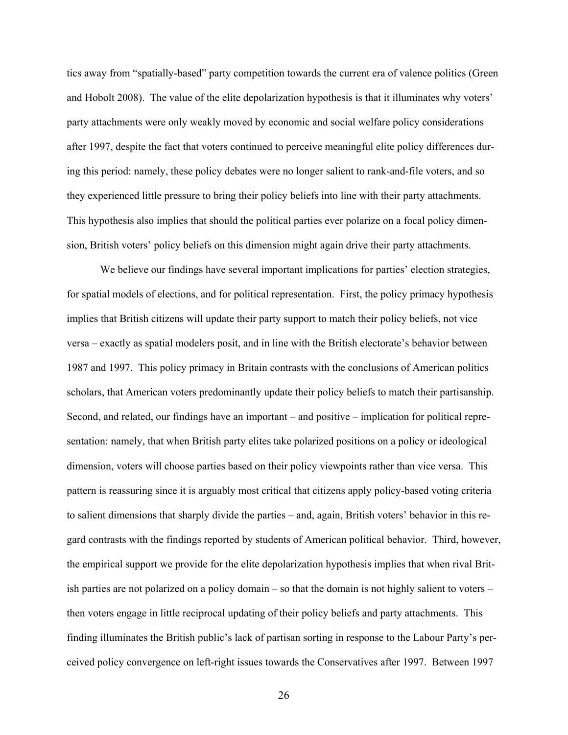tics away from "spatially-based" party competition towards the current era of valence politics (Green and Hobolt 2008). The value of the elite depolarization hypothesis is that it illuminates why voters' party attachments were only weakly moved by economic and social welfare policy considerations after 1997, despite the fact that voters continued to perceive meaningful elite policy differences during this period: namely, these policy debates were no longer salient to rank-and-file voters, and so they experienced little pressure to bring their policy beliefs into line with their party attachments. This hypothesis also implies that should the political parties ever polarize on a focal policy dimension, British voters' policy beliefs on this dimension might again drive their party attachments.

We believe our findings have several important implications for parties' election strategies, for spatial models of elections, and for political representation. First, the policy primacy hypothesis implies that British citizens will update their party support to match their policy beliefs, not vice versa – exactly as spatial modelers posit, and in line with the British electorate's behavior between 1987 and 1997. This policy primacy in Britain contrasts with the conclusions of American politics scholars, that American voters predominantly update their policy beliefs to match their partisanship. Second, and related, our findings have an important – and positive – implication for political representation: namely, that when British party elites take polarized positions on a policy or ideological dimension, voters will choose parties based on their policy viewpoints rather than vice versa. This pattern is reassuring since it is arguably most critical that citizens apply policy-based voting criteria to salient dimensions that sharply divide the parties – and, again, British voters' behavior in this regard contrasts with the findings reported by students of American political behavior. Third, however, the empirical support we provide for the elite depolarization hypothesis implies that when rival British parties are not polarized on a policy domain – so that the domain is not highly salient to voters – then voters engage in little reciprocal updating of their policy beliefs and party attachments. This finding illuminates the British public's lack of partisan sorting in response to the Labour Party's perceived policy convergence on left-right issues towards the Conservatives after 1997. Between 1997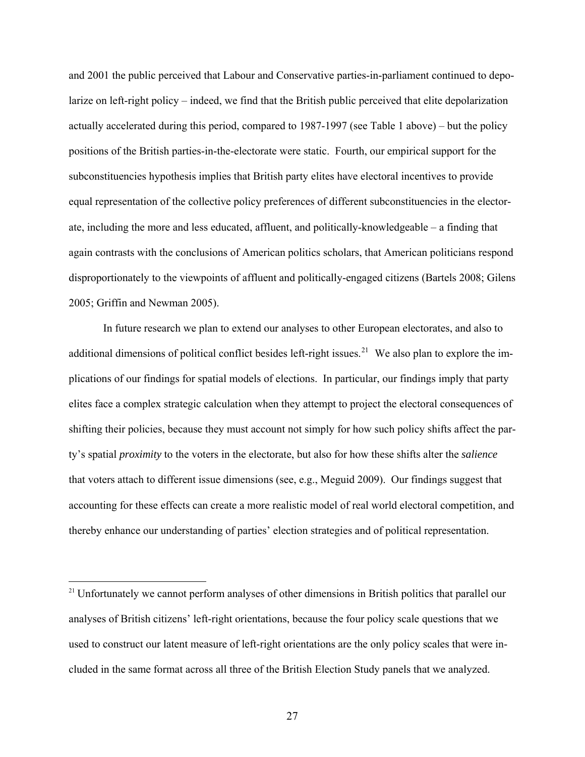and 2001 the public perceived that Labour and Conservative parties-in-parliament continued to depolarize on left-right policy – indeed, we find that the British public perceived that elite depolarization actually accelerated during this period, compared to 1987-1997 (see Table 1 above) – but the policy positions of the British parties-in-the-electorate were static. Fourth, our empirical support for the subconstituencies hypothesis implies that British party elites have electoral incentives to provide equal representation of the collective policy preferences of different subconstituencies in the electorate, including the more and less educated, affluent, and politically-knowledgeable – a finding that again contrasts with the conclusions of American politics scholars, that American politicians respond disproportionately to the viewpoints of affluent and politically-engaged citizens (Bartels 2008; Gilens 2005; Griffin and Newman 2005).

In future research we plan to extend our analyses to other European electorates, and also to additional dimensions of political conflict besides left-right issues.[21] We also plan to explore the implications of our findings for spatial models of elections. In particular, our findings imply that party elites face a complex strategic calculation when they attempt to project the electoral consequences of shifting their policies, because they must account not simply for how such policy shifts affect the party's spatial *proximity* to the voters in the electorate, but also for how these shifts alter the *salience* that voters attach to different issue dimensions (see, e.g., Meguid 2009). Our findings suggest that accounting for these effects can create a more realistic model of real world electoral competition, and thereby enhance our understanding of parties' election strategies and of political representation.

[21] Unfortunately we cannot perform analyses of other dimensions in British politics that parallel our analyses of British citizens' left-right orientations, because the four policy scale questions that we used to construct our latent measure of left-right orientations are the only policy scales that were included in the same format across all three of the British Election Study panels that we analyzed.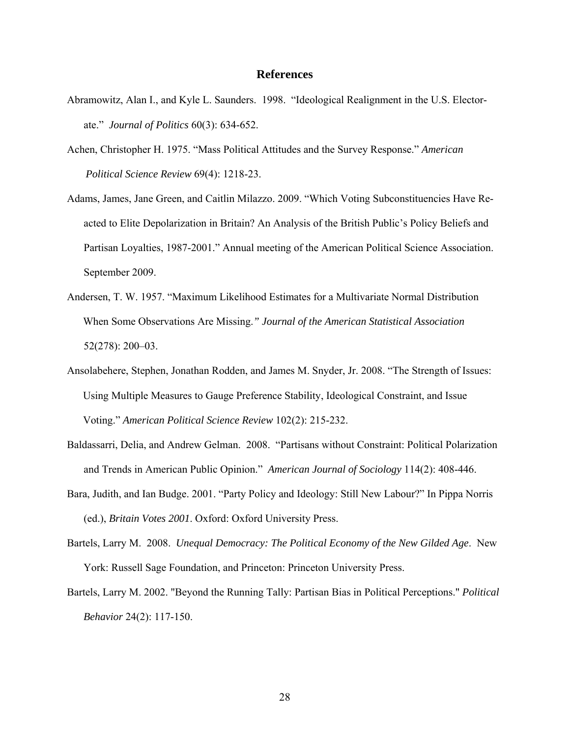## References

Abramowitz, Alan I., and Kyle L. Saunders. 1998. "Ideological Realignment in the U.S. Electorate." *Journal of Politics* 60(3): 634-652.

Achen, Christopher H. 1975. "Mass Political Attitudes and the Survey Response." *American Political Science Review* 69(4): 1218-23.

Adams, James, Jane Green, and Caitlin Milazzo. 2009. "Which Voting Subconstituencies Have Reacted to Elite Depolarization in Britain? An Analysis of the British Public's Policy Beliefs and Partisan Loyalties, 1987-2001." Annual meeting of the American Political Science Association. September 2009.

Andersen, T. W. 1957. "Maximum Likelihood Estimates for a Multivariate Normal Distribution When Some Observations Are Missing." *Journal of the American Statistical Association* 52(278): 200–03.

Ansolabehere, Stephen, Jonathan Rodden, and James M. Snyder, Jr. 2008. "The Strength of Issues: Using Multiple Measures to Gauge Preference Stability, Ideological Constraint, and Issue Voting." *American Political Science Review* 102(2): 215-232.

Baldassarri, Delia, and Andrew Gelman. 2008. "Partisans without Constraint: Political Polarization and Trends in American Public Opinion." *American Journal of Sociology* 114(2): 408-446.

Bara, Judith, and Ian Budge. 2001. "Party Policy and Ideology: Still New Labour?" In Pippa Norris (ed.), *Britain Votes 2001*. Oxford: Oxford University Press.

Bartels, Larry M. 2008. *Unequal Democracy: The Political Economy of the New Gilded Age*. New York: Russell Sage Foundation, and Princeton: Princeton University Press.

Bartels, Larry M. 2002. "Beyond the Running Tally: Partisan Bias in Political Perceptions." *Political Behavior* 24(2): 117-150.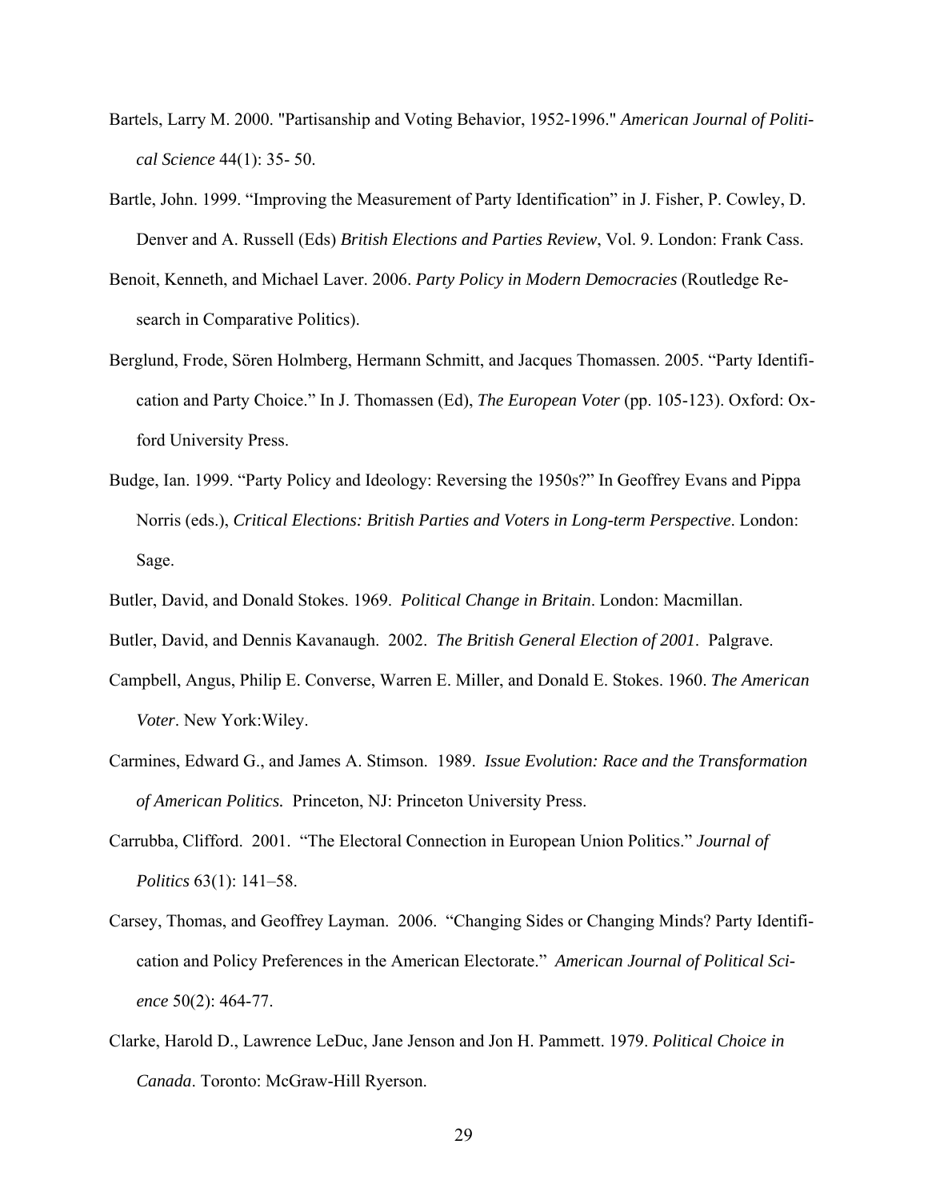Bartels, Larry M. 2000. "Partisanship and Voting Behavior, 1952-1996." *American Journal of Political Science* 44(1): 35- 50.

Bartle, John. 1999. “Improving the Measurement of Party Identification” in J. Fisher, P. Cowley, D. Denver and A. Russell (Eds) *British Elections and Parties Review*, Vol. 9. London: Frank Cass.

Benoit, Kenneth, and Michael Laver. 2006. *Party Policy in Modern Democracies* (Routledge Research in Comparative Politics).

Berglund, Frode, Sören Holmberg, Hermann Schmitt, and Jacques Thomassen. 2005. “Party Identification and Party Choice.” In J. Thomassen (Ed), *The European Voter* (pp. 105-123). Oxford: Oxford University Press.

Budge, Ian. 1999. “Party Policy and Ideology: Reversing the 1950s?” In Geoffrey Evans and Pippa Norris (eds.), *Critical Elections: British Parties and Voters in Long-term Perspective*. London: Sage.

Butler, David, and Donald Stokes. 1969. *Political Change in Britain*. London: Macmillan.

Butler, David, and Dennis Kavanaugh. 2002. *The British General Election of 2001*. Palgrave.

Campbell, Angus, Philip E. Converse, Warren E. Miller, and Donald E. Stokes. 1960. *The American Voter*. New York:Wiley.

Carmines, Edward G., and James A. Stimson. 1989. *Issue Evolution: Race and the Transformation of American Politics.* Princeton, NJ: Princeton University Press.

Carrubba, Clifford. 2001. “The Electoral Connection in European Union Politics.” *Journal of Politics* 63(1): 141–58.

Carsey, Thomas, and Geoffrey Layman. 2006. “Changing Sides or Changing Minds? Party Identification and Policy Preferences in the American Electorate.” *American Journal of Political Science* 50(2): 464-77.

Clarke, Harold D., Lawrence LeDuc, Jane Jenson and Jon H. Pammett. 1979. *Political Choice in Canada*. Toronto: McGraw-Hill Ryerson.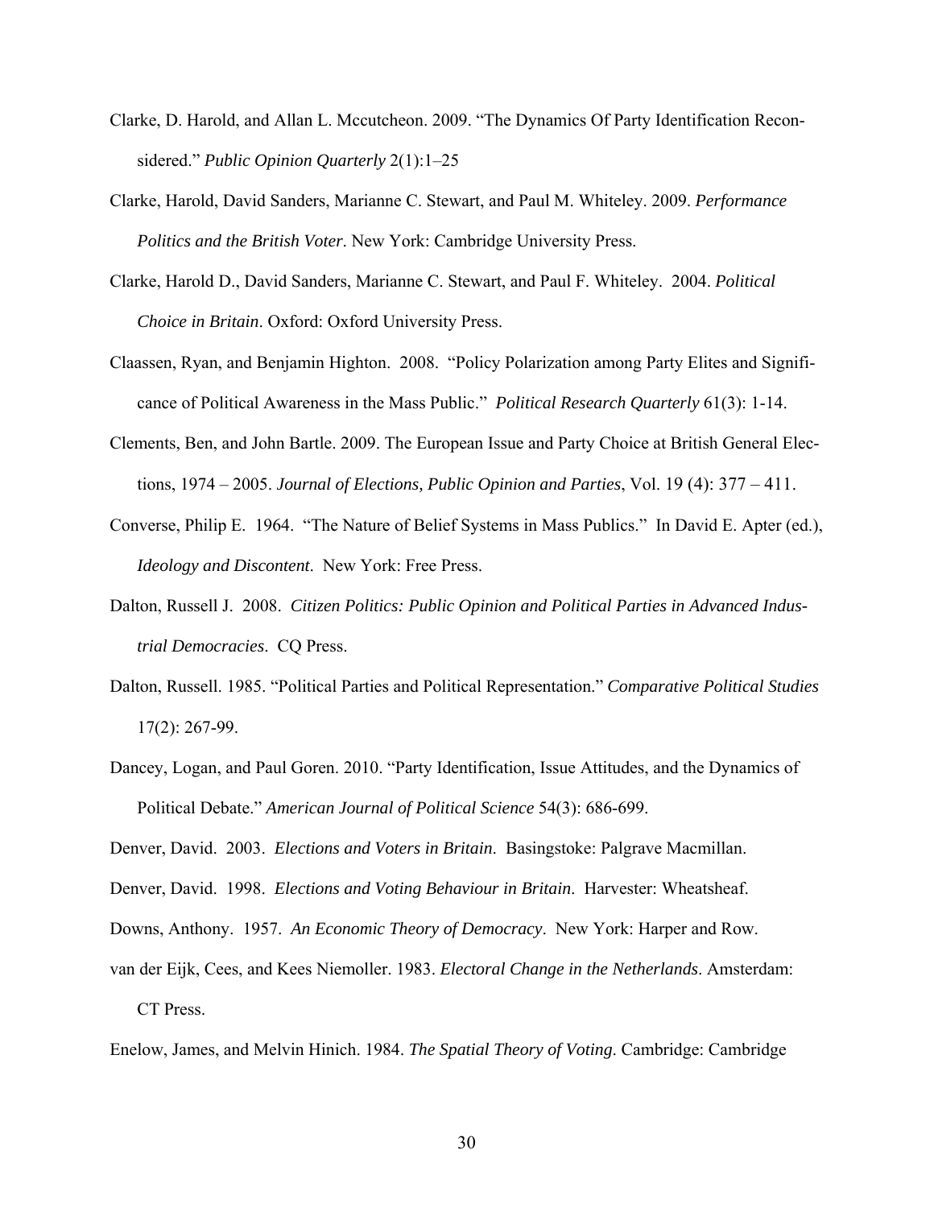Clarke, D. Harold, and Allan L. Mccutcheon. 2009. "The Dynamics Of Party Identification Reconsidered." *Public Opinion Quarterly* 2(1):1–25

Clarke, Harold, David Sanders, Marianne C. Stewart, and Paul M. Whiteley. 2009. *Performance Politics and the British Voter*. New York: Cambridge University Press.

Clarke, Harold D., David Sanders, Marianne C. Stewart, and Paul F. Whiteley. 2004. *Political Choice in Britain*. Oxford: Oxford University Press.

Claassen, Ryan, and Benjamin Highton. 2008. "Policy Polarization among Party Elites and Significance of Political Awareness in the Mass Public." *Political Research Quarterly* 61(3): 1-14.

Clements, Ben, and John Bartle. 2009. The European Issue and Party Choice at British General Elections, 1974 – 2005. *Journal of Elections, Public Opinion and Parties*, Vol. 19 (4): 377 – 411.

Converse, Philip E. 1964. "The Nature of Belief Systems in Mass Publics." In David E. Apter (ed.), *Ideology and Discontent*. New York: Free Press.

Dalton, Russell J. 2008. *Citizen Politics: Public Opinion and Political Parties in Advanced Industrial Democracies*. CQ Press.

Dalton, Russell. 1985. "Political Parties and Political Representation." *Comparative Political Studies* 17(2): 267-99.

Dancey, Logan, and Paul Goren. 2010. "Party Identification, Issue Attitudes, and the Dynamics of Political Debate." *American Journal of Political Science* 54(3): 686-699.

Denver, David. 2003. *Elections and Voters in Britain*. Basingstoke: Palgrave Macmillan.

Denver, David. 1998. *Elections and Voting Behaviour in Britain*. Harvester: Wheatsheaf.

Downs, Anthony. 1957. *An Economic Theory of Democracy*. New York: Harper and Row.

van der Eijk, Cees, and Kees Niemoller. 1983. *Electoral Change in the Netherlands*. Amsterdam: CT Press.

Enelow, James, and Melvin Hinich. 1984. *The Spatial Theory of Voting*. Cambridge: Cambridge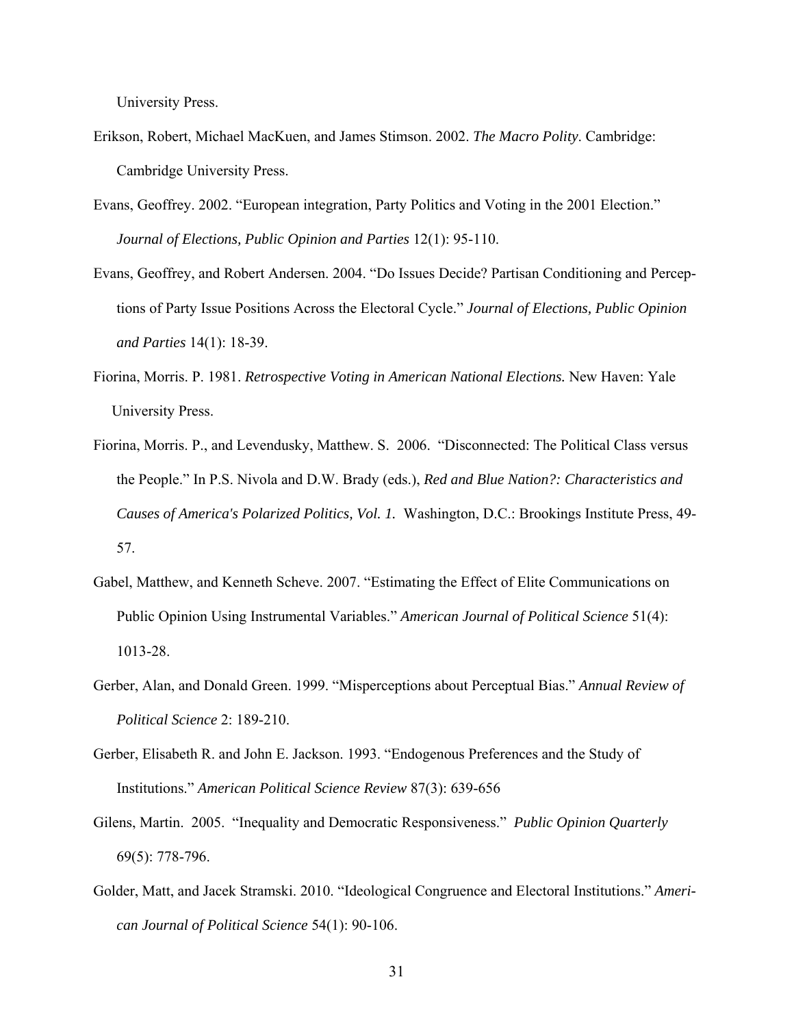University Press.

Erikson, Robert, Michael MacKuen, and James Stimson. 2002. *The Macro Polity*. Cambridge: Cambridge University Press.

Evans, Geoffrey. 2002. "European integration, Party Politics and Voting in the 2001 Election." *Journal of Elections, Public Opinion and Parties* 12(1): 95-110.

Evans, Geoffrey, and Robert Andersen. 2004. "Do Issues Decide? Partisan Conditioning and Perceptions of Party Issue Positions Across the Electoral Cycle." *Journal of Elections, Public Opinion and Parties* 14(1): 18-39.

Fiorina, Morris. P. 1981. *Retrospective Voting in American National Elections.* New Haven: Yale University Press.

Fiorina, Morris. P., and Levendusky, Matthew. S. 2006. "Disconnected: The Political Class versus the People." In P.S. Nivola and D.W. Brady (eds.), *Red and Blue Nation?: Characteristics and Causes of America's Polarized Politics, Vol. 1.* Washington, D.C.: Brookings Institute Press, 49-57.

Gabel, Matthew, and Kenneth Scheve. 2007. "Estimating the Effect of Elite Communications on Public Opinion Using Instrumental Variables." *American Journal of Political Science* 51(4): 1013-28.

Gerber, Alan, and Donald Green. 1999. "Misperceptions about Perceptual Bias." *Annual Review of Political Science* 2: 189-210.

Gerber, Elisabeth R. and John E. Jackson. 1993. "Endogenous Preferences and the Study of Institutions." *American Political Science Review* 87(3): 639-656

Gilens, Martin. 2005. "Inequality and Democratic Responsiveness." *Public Opinion Quarterly* 69(5): 778-796.

Golder, Matt, and Jacek Stramski. 2010. "Ideological Congruence and Electoral Institutions." *American Journal of Political Science* 54(1): 90-106.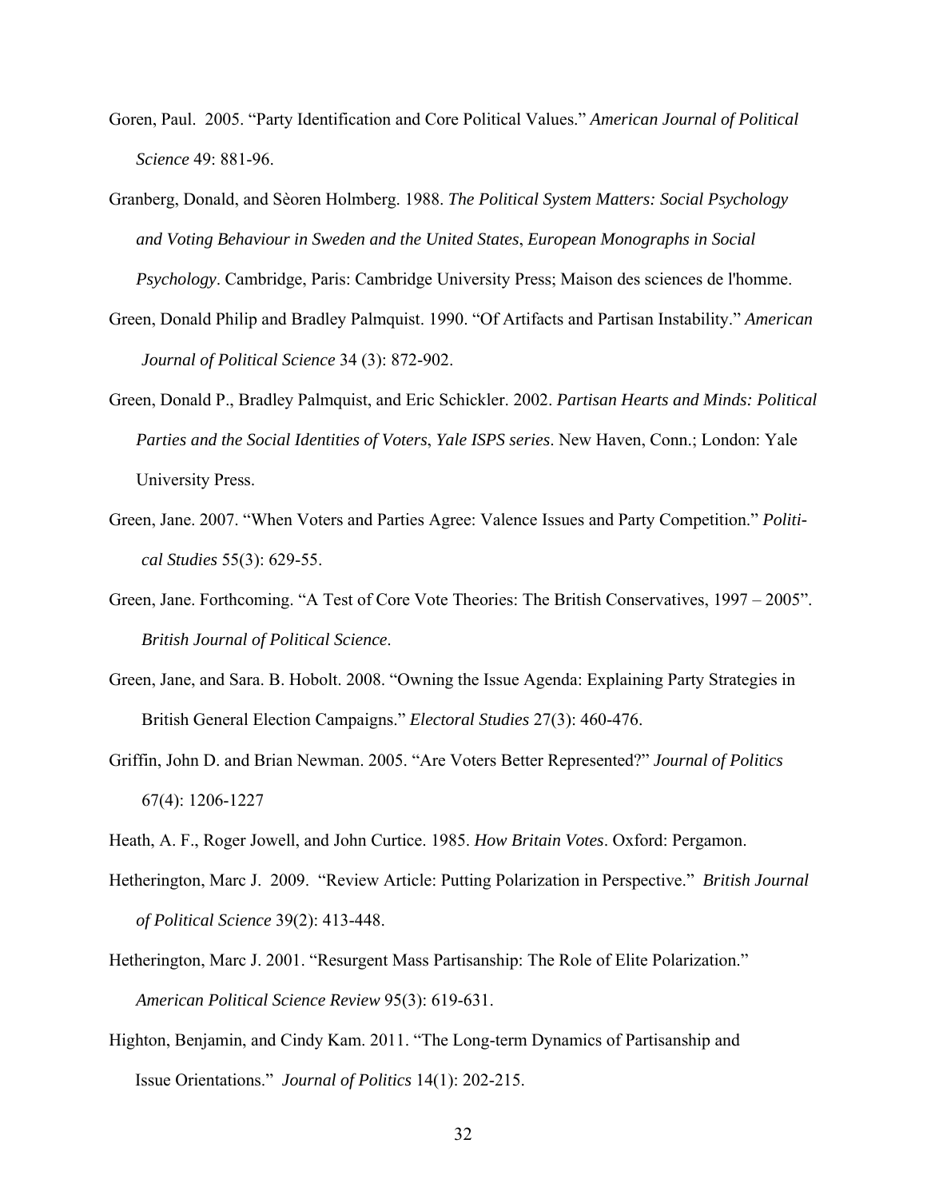Goren, Paul. 2005. "Party Identification and Core Political Values." *American Journal of Political Science* 49: 881-96.

Granberg, Donald, and Sèoren Holmberg. 1988. *The Political System Matters: Social Psychology and Voting Behaviour in Sweden and the United States*, *European Monographs in Social Psychology*. Cambridge, Paris: Cambridge University Press; Maison des sciences de l'homme.

Green, Donald Philip and Bradley Palmquist. 1990. "Of Artifacts and Partisan Instability." *American Journal of Political Science* 34 (3): 872-902.

Green, Donald P., Bradley Palmquist, and Eric Schickler. 2002. *Partisan Hearts and Minds: Political Parties and the Social Identities of Voters*, *Yale ISPS series*. New Haven, Conn.; London: Yale University Press.

Green, Jane. 2007. "When Voters and Parties Agree: Valence Issues and Party Competition." *Political Studies* 55(3): 629-55.

Green, Jane. Forthcoming. "A Test of Core Vote Theories: The British Conservatives, 1997 – 2005". *British Journal of Political Science*.

Green, Jane, and Sara. B. Hobolt. 2008. "Owning the Issue Agenda: Explaining Party Strategies in British General Election Campaigns." *Electoral Studies* 27(3): 460-476.

Griffin, John D. and Brian Newman. 2005. "Are Voters Better Represented?" *Journal of Politics* 67(4): 1206-1227

Heath, A. F., Roger Jowell, and John Curtice. 1985. *How Britain Votes*. Oxford: Pergamon.

Hetherington, Marc J. 2009. "Review Article: Putting Polarization in Perspective." *British Journal of Political Science* 39(2): 413-448.

Hetherington, Marc J. 2001. "Resurgent Mass Partisanship: The Role of Elite Polarization." *American Political Science Review* 95(3): 619-631.

Highton, Benjamin, and Cindy Kam. 2011. "The Long-term Dynamics of Partisanship and Issue Orientations." *Journal of Politics* 14(1): 202-215.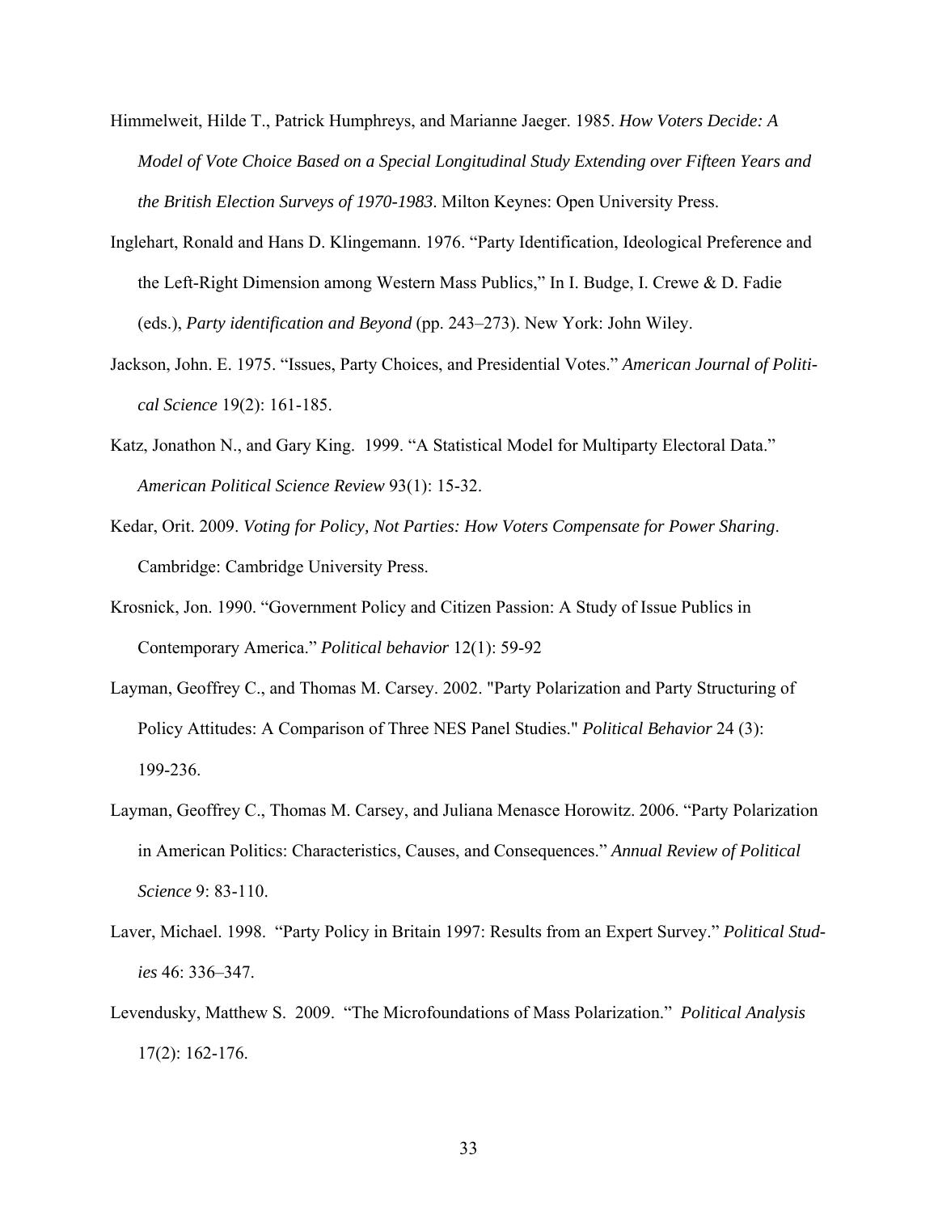Himmelweit, Hilde T., Patrick Humphreys, and Marianne Jaeger. 1985. *How Voters Decide: A Model of Vote Choice Based on a Special Longitudinal Study Extending over Fifteen Years and the British Election Surveys of 1970-1983*. Milton Keynes: Open University Press.

Inglehart, Ronald and Hans D. Klingemann. 1976. "Party Identification, Ideological Preference and the Left-Right Dimension among Western Mass Publics," In I. Budge, I. Crewe & D. Fadie (eds.), *Party identification and Beyond* (pp. 243–273). New York: John Wiley.

Jackson, John. E. 1975. "Issues, Party Choices, and Presidential Votes." *American Journal of Political Science* 19(2): 161-185.

Katz, Jonathon N., and Gary King. 1999. "A Statistical Model for Multiparty Electoral Data." *American Political Science Review* 93(1): 15-32.

Kedar, Orit. 2009. *Voting for Policy, Not Parties: How Voters Compensate for Power Sharing*. Cambridge: Cambridge University Press.

Krosnick, Jon. 1990. "Government Policy and Citizen Passion: A Study of Issue Publics in Contemporary America." *Political behavior* 12(1): 59-92

Layman, Geoffrey C., and Thomas M. Carsey. 2002. "Party Polarization and Party Structuring of Policy Attitudes: A Comparison of Three NES Panel Studies." *Political Behavior* 24 (3): 199-236.

Layman, Geoffrey C., Thomas M. Carsey, and Juliana Menasce Horowitz. 2006. "Party Polarization in American Politics: Characteristics, Causes, and Consequences." *Annual Review of Political Science* 9: 83-110.

Laver, Michael. 1998. "Party Policy in Britain 1997: Results from an Expert Survey." *Political Studies* 46: 336–347.

Levendusky, Matthew S. 2009. "The Microfoundations of Mass Polarization." *Political Analysis* 17(2): 162-176.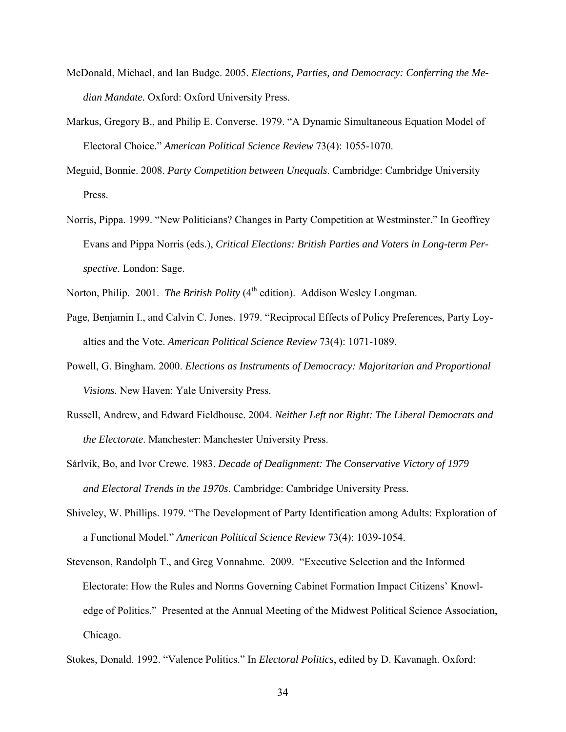McDonald, Michael, and Ian Budge. 2005. *Elections, Parties, and Democracy: Conferring the Median Mandate.* Oxford: Oxford University Press.

Markus, Gregory B., and Philip E. Converse. 1979. "A Dynamic Simultaneous Equation Model of Electoral Choice." *American Political Science Review* 73(4): 1055-1070.

Meguid, Bonnie. 2008. *Party Competition between Unequals*. Cambridge: Cambridge University Press.

Norris, Pippa. 1999. "New Politicians? Changes in Party Competition at Westminster." In Geoffrey Evans and Pippa Norris (eds.), *Critical Elections: British Parties and Voters in Long-term Perspective*. London: Sage.

Norton, Philip. 2001. *The British Polity* (4th edition). Addison Wesley Longman.

Page, Benjamin I., and Calvin C. Jones. 1979. "Reciprocal Effects of Policy Preferences, Party Loyalties and the Vote. *American Political Science Review* 73(4): 1071-1089.

Powell, G. Bingham. 2000. *Elections as Instruments of Democracy: Majoritarian and Proportional Visions.* New Haven: Yale University Press.

Russell, Andrew, and Edward Fieldhouse. 2004. *Neither Left nor Right: The Liberal Democrats and the Electorate*. Manchester: Manchester University Press.

Sárlvik, Bo, and Ivor Crewe. 1983. *Decade of Dealignment: The Conservative Victory of 1979 and Electoral Trends in the 1970s*. Cambridge: Cambridge University Press.

Shiveley, W. Phillips. 1979. "The Development of Party Identification among Adults: Exploration of a Functional Model." *American Political Science Review* 73(4): 1039-1054.

Stevenson, Randolph T., and Greg Vonnahme. 2009. "Executive Selection and the Informed Electorate: How the Rules and Norms Governing Cabinet Formation Impact Citizens' Knowledge of Politics." Presented at the Annual Meeting of the Midwest Political Science Association, Chicago.

Stokes, Donald. 1992. "Valence Politics." In *Electoral Politics*, edited by D. Kavanagh. Oxford: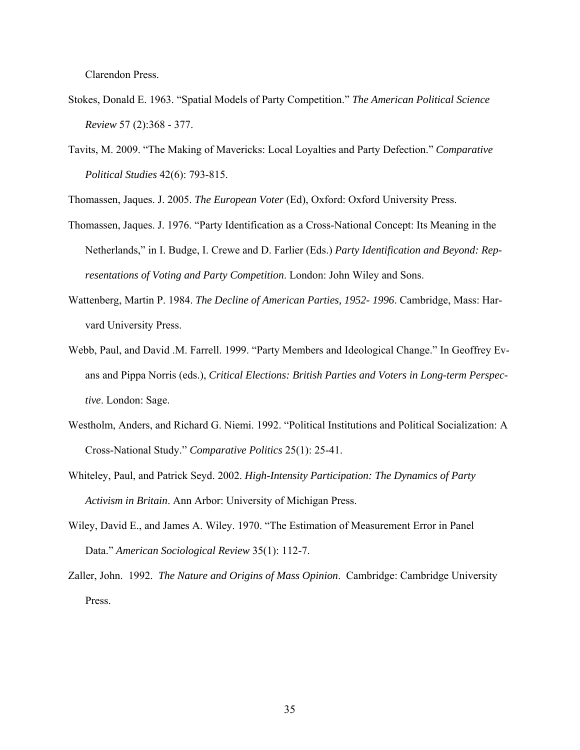Clarendon Press.

Stokes, Donald E. 1963. “Spatial Models of Party Competition.” *The American Political Science Review* 57 (2):368 - 377.

Tavits, M. 2009. “The Making of Mavericks: Local Loyalties and Party Defection.” *Comparative Political Studies* 42(6): 793-815.

Thomassen, Jaques. J. 2005. *The European Voter* (Ed), Oxford: Oxford University Press.

Thomassen, Jaques. J. 1976. “Party Identification as a Cross-National Concept: Its Meaning in the Netherlands,” in I. Budge, I. Crewe and D. Farlier (Eds.) *Party Identification and Beyond: Representations of Voting and Party Competition*. London: John Wiley and Sons.

Wattenberg, Martin P. 1984. *The Decline of American Parties, 1952- 1996*. Cambridge, Mass: Harvard University Press.

Webb, Paul, and David .M. Farrell. 1999. “Party Members and Ideological Change.” In Geoffrey Evans and Pippa Norris (eds.), *Critical Elections: British Parties and Voters in Long-term Perspective*. London: Sage.

Westholm, Anders, and Richard G. Niemi. 1992. “Political Institutions and Political Socialization: A Cross-National Study.” *Comparative Politics* 25(1): 25-41.

Whiteley, Paul, and Patrick Seyd. 2002. *High-Intensity Participation: The Dynamics of Party Activism in Britain*. Ann Arbor: University of Michigan Press.

Wiley, David E., and James A. Wiley. 1970. “The Estimation of Measurement Error in Panel Data.” *American Sociological Review* 35(1): 112-7.

Zaller, John. 1992. *The Nature and Origins of Mass Opinion*. Cambridge: Cambridge University Press.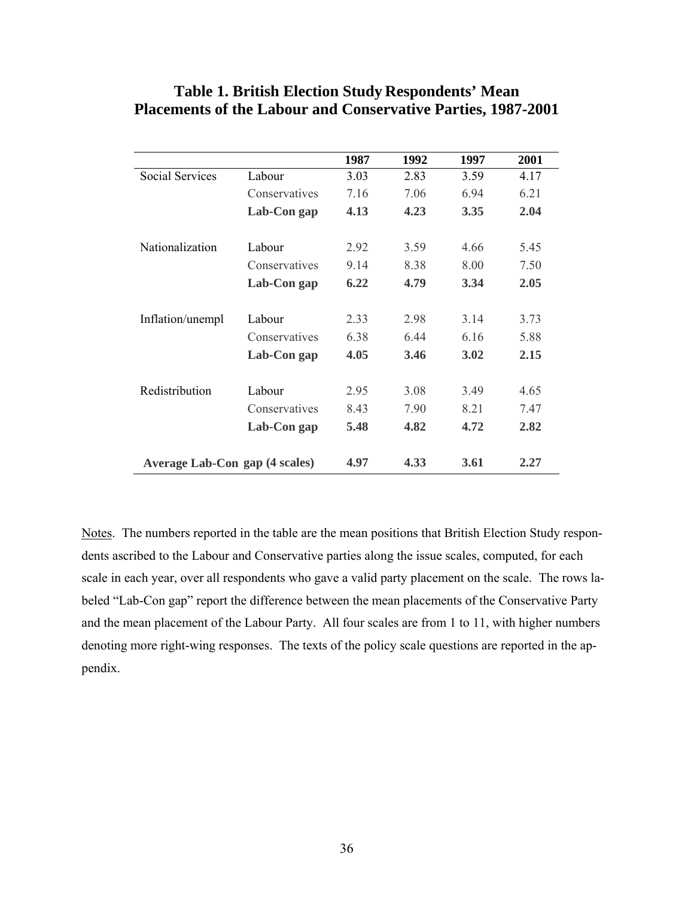**Table 1. British Election Study Respondents' Mean Placements of the Labour and Conservative Parties, 1987-2001**

| | | **1987** | **1992** | **1997** | **2001** |
|---|---|---|---|---|---|
| Social Services | Labour | 3.03 | 2.83 | 3.59 | 4.17 |
| | Conservatives | 7.16 | 7.06 | 6.94 | 6.21 |
| | **Lab-Con gap** | **4.13** | **4.23** | **3.35** | **2.04** |
| Nationalization | Labour | 2.92 | 3.59 | 4.66 | 5.45 |
| | Conservatives | 9.14 | 8.38 | 8.00 | 7.50 |
| | **Lab-Con gap** | **6.22** | **4.79** | **3.34** | **2.05** |
| Inflation/unempl | Labour | 2.33 | 2.98 | 3.14 | 3.73 |
| | Conservatives | 6.38 | 6.44 | 6.16 | 5.88 |
| | **Lab-Con gap** | **4.05** | **3.46** | **3.02** | **2.15** |
| Redistribution | Labour | 2.95 | 3.08 | 3.49 | 4.65 |
| | Conservatives | 8.43 | 7.90 | 8.21 | 7.47 |
| | **Lab-Con gap** | **5.48** | **4.82** | **4.72** | **2.82** |
| **Average Lab-Con gap (4 scales)** | | **4.97** | **4.33** | **3.61** | **2.27** |

Notes. The numbers reported in the table are the mean positions that British Election Study respondents ascribed to the Labour and Conservative parties along the issue scales, computed, for each scale in each year, over all respondents who gave a valid party placement on the scale. The rows labeled "Lab-Con gap" report the difference between the mean placements of the Conservative Party and the mean placement of the Labour Party. All four scales are from 1 to 11, with higher numbers denoting more right-wing responses. The texts of the policy scale questions are reported in the appendix.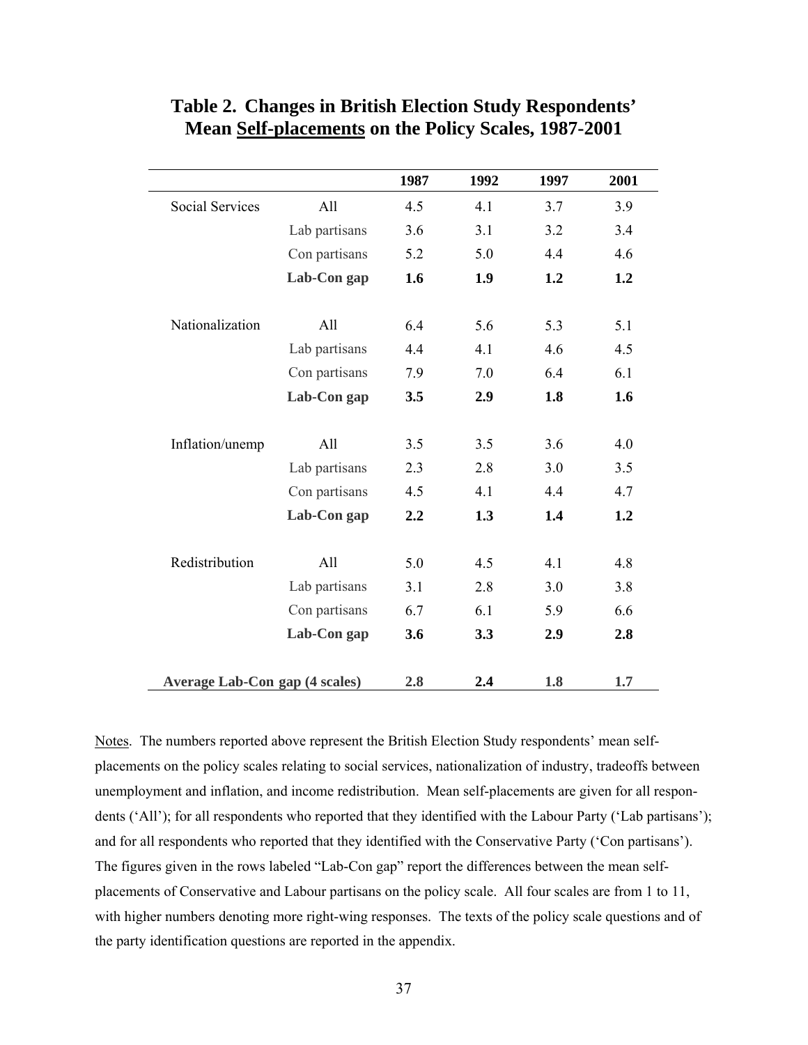## Table 2. Changes in British Election Study Respondents' Mean Self-placements on the Policy Scales, 1987-2001

| | | 1987 | 1992 | 1997 | 2001 |
|---|---|---|---|---|---|
| Social Services | All | 4.5 | 4.1 | 3.7 | 3.9 |
| | Lab partisans | 3.6 | 3.1 | 3.2 | 3.4 |
| | Con partisans | 5.2 | 5.0 | 4.4 | 4.6 |
| | **Lab-Con gap** | **1.6** | **1.9** | **1.2** | **1.2** |
| Nationalization | All | 6.4 | 5.6 | 5.3 | 5.1 |
| | Lab partisans | 4.4 | 4.1 | 4.6 | 4.5 |
| | Con partisans | 7.9 | 7.0 | 6.4 | 6.1 |
| | **Lab-Con gap** | **3.5** | **2.9** | **1.8** | **1.6** |
| Inflation/unemp | All | 3.5 | 3.5 | 3.6 | 4.0 |
| | Lab partisans | 2.3 | 2.8 | 3.0 | 3.5 |
| | Con partisans | 4.5 | 4.1 | 4.4 | 4.7 |
| | **Lab-Con gap** | **2.2** | **1.3** | **1.4** | **1.2** |
| Redistribution | All | 5.0 | 4.5 | 4.1 | 4.8 |
| | Lab partisans | 3.1 | 2.8 | 3.0 | 3.8 |
| | Con partisans | 6.7 | 6.1 | 5.9 | 6.6 |
| | **Lab-Con gap** | **3.6** | **3.3** | **2.9** | **2.8** |
| **Average Lab-Con gap (4 scales)** | | **2.8** | **2.4** | **1.8** | **1.7** |

Notes. The numbers reported above represent the British Election Study respondents' mean self-placements on the policy scales relating to social services, nationalization of industry, tradeoffs between unemployment and inflation, and income redistribution. Mean self-placements are given for all respondents ('All'); for all respondents who reported that they identified with the Labour Party ('Lab partisans'); and for all respondents who reported that they identified with the Conservative Party ('Con partisans'). The figures given in the rows labeled "Lab-Con gap" report the differences between the mean self-placements of Conservative and Labour partisans on the policy scale. All four scales are from 1 to 11, with higher numbers denoting more right-wing responses. The texts of the policy scale questions and of the party identification questions are reported in the appendix.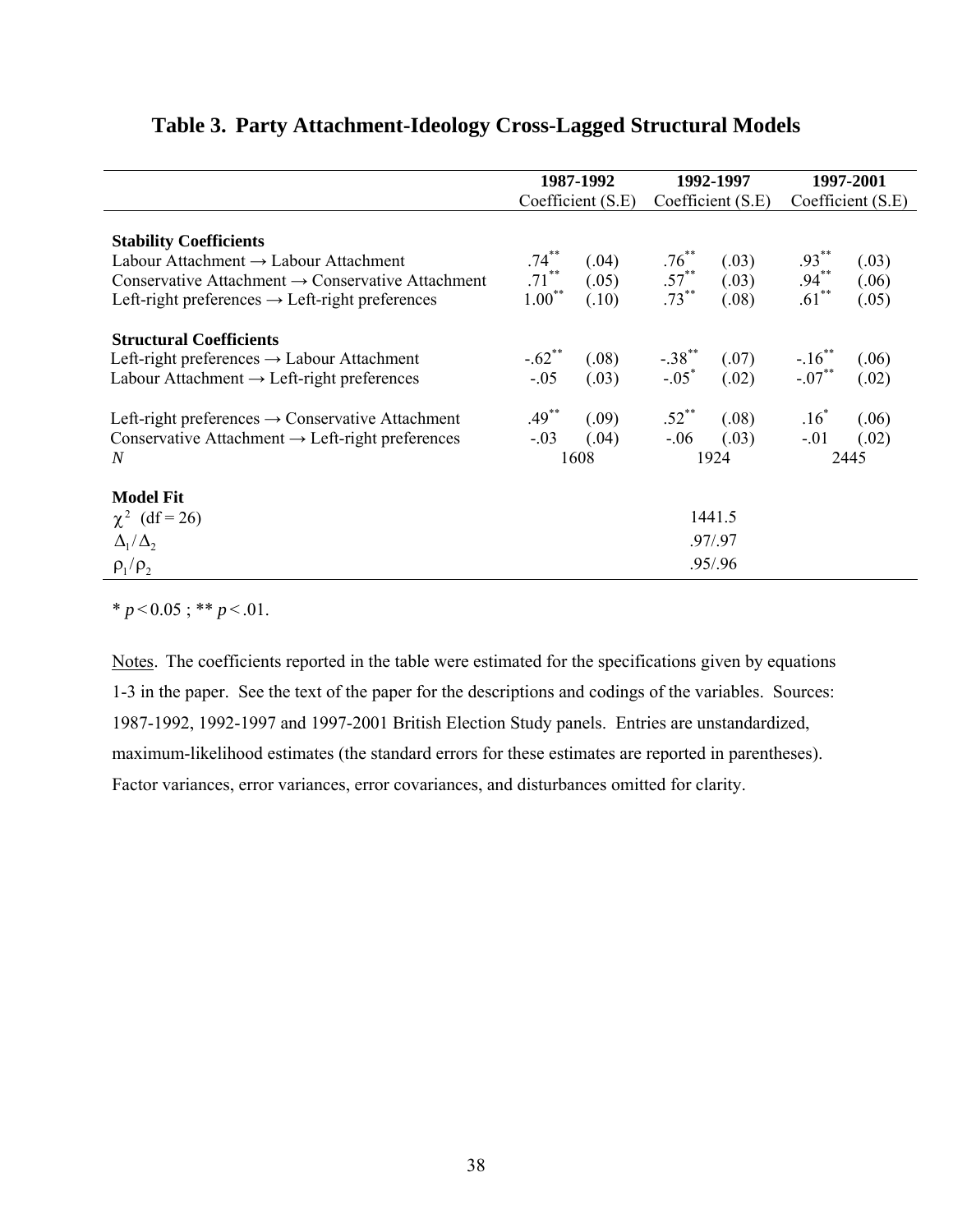# Table 3. Party Attachment-Ideology Cross-Lagged Structural Models

| | 1987-1992 | | 1992-1997 | | 1997-2001 | |
|---|---|---|---|---|---|---|
| | Coefficient | (S.E) | Coefficient | (S.E) | Coefficient | (S.E) |
| **Stability Coefficients** | | | | | | |
| Labour Attachment → Labour Attachment | .74** | (.04) | .76** | (.03) | .93** | (.03) |
| Conservative Attachment → Conservative Attachment | .71** | (.05) | .57** | (.03) | .94** | (.06) |
| Left-right preferences → Left-right preferences | 1.00** | (.10) | .73** | (.08) | .61** | (.05) |
| **Structural Coefficients** | | | | | | |
| Left-right preferences → Labour Attachment | -.62** | (.08) | -.38** | (.07) | -.16** | (.06) |
| Labour Attachment → Left-right preferences | -.05 | (.03) | -.05* | (.02) | -.07** | (.02) |
| Left-right preferences → Conservative Attachment | .49** | (.09) | .52** | (.08) | .16* | (.06) |
| Conservative Attachment → Left-right preferences | -.03 | (.04) | -.06 | (.03) | -.01 | (.02) |
| *N* | 1608 | | 1924 | | 2445 | |
| **Model Fit** | | | | | | |
| $\chi^2$ (df = 26) | | | 1441.5 | | | |
| $\Delta_1/\Delta_2$ | | | .97/.97 | | | |
| $\rho_1/\rho_2$ | | | .95/.96 | | | |

\* $p < 0.05$ ; \*\* $p < .01$.

Notes. The coefficients reported in the table were estimated for the specifications given by equations 1-3 in the paper. See the text of the paper for the descriptions and codings of the variables. Sources: 1987-1992, 1992-1997 and 1997-2001 British Election Study panels. Entries are unstandardized, maximum-likelihood estimates (the standard errors for these estimates are reported in parentheses). Factor variances, error variances, error covariances, and disturbances omitted for clarity.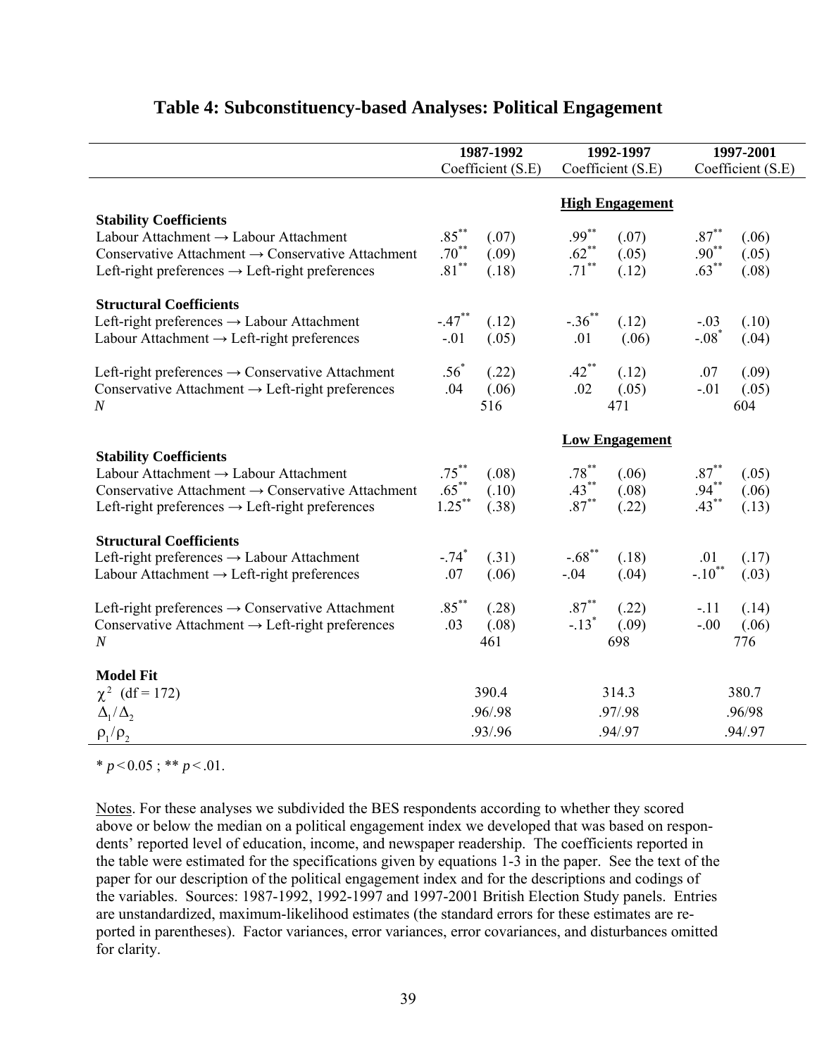## Table 4: Subconstituency-based Analyses: Political Engagement

| | 1987-1992 Coefficient (S.E) | | 1992-1997 Coefficient (S.E) | | 1997-2001 Coefficient (S.E) | |
|---|---|---|---|---|---|---|
| | | | **High Engagement** | | | |
| **Stability Coefficients** | | | | | | |
| Labour Attachment → Labour Attachment | .85** | (.07) | .99** | (.07) | .87** | (.06) |
| Conservative Attachment → Conservative Attachment | .70** | (.09) | .62** | (.05) | .90** | (.05) |
| Left-right preferences → Left-right preferences | .81** | (.18) | .71** | (.12) | .63** | (.08) |
| **Structural Coefficients** | | | | | | |
| Left-right preferences → Labour Attachment | -.47** | (.12) | -.36** | (.12) | -.03 | (.10) |
| Labour Attachment → Left-right preferences | -.01 | (.05) | .01 | (.06) | -.08* | (.04) |
| Left-right preferences → Conservative Attachment | .56* | (.22) | .42** | (.12) | .07 | (.09) |
| Conservative Attachment → Left-right preferences | .04 | (.06) | .02 | (.05) | -.01 | (.05) |
| *N* | 516 | | 471 | | 604 | |
| | | | **Low Engagement** | | | |
| **Stability Coefficients** | | | | | | |
| Labour Attachment → Labour Attachment | .75** | (.08) | .78** | (.06) | .87** | (.05) |
| Conservative Attachment → Conservative Attachment | .65** | (.10) | .43** | (.08) | .94** | (.06) |
| Left-right preferences → Left-right preferences | 1.25** | (.38) | .87** | (.22) | .43** | (.13) |
| **Structural Coefficients** | | | | | | |
| Left-right preferences → Labour Attachment | -.74* | (.31) | -.68** | (.18) | .01 | (.17) |
| Labour Attachment → Left-right preferences | .07 | (.06) | -.04 | (.04) | -.10** | (.03) |
| Left-right preferences → Conservative Attachment | .85** | (.28) | .87** | (.22) | -.11 | (.14) |
| Conservative Attachment → Left-right preferences | .03 | (.08) | -.13* | (.09) | -.00 | (.06) |
| *N* | 461 | | 698 | | 776 | |
| **Model Fit** | | | | | | |
| $\chi^2$ (df = 172) | 390.4 | | 314.3 | | 380.7 | |
| $\Delta_1/\Delta_2$ | .96/.98 | | .97/.98 | | .96/98 | |
| $\rho_1/\rho_2$ | .93/.96 | | .94/.97 | | .94/.97 | |

* $p < 0.05$ ; ** $p < .01$.

Notes. For these analyses we subdivided the BES respondents according to whether they scored above or below the median on a political engagement index we developed that was based on respondents' reported level of education, income, and newspaper readership. The coefficients reported in the table were estimated for the specifications given by equations 1-3 in the paper. See the text of the paper for our description of the political engagement index and for the descriptions and codings of the variables. Sources: 1987-1992, 1992-1997 and 1997-2001 British Election Study panels. Entries are unstandardized, maximum-likelihood estimates (the standard errors for these estimates are reported in parentheses). Factor variances, error variances, error covariances, and disturbances omitted for clarity.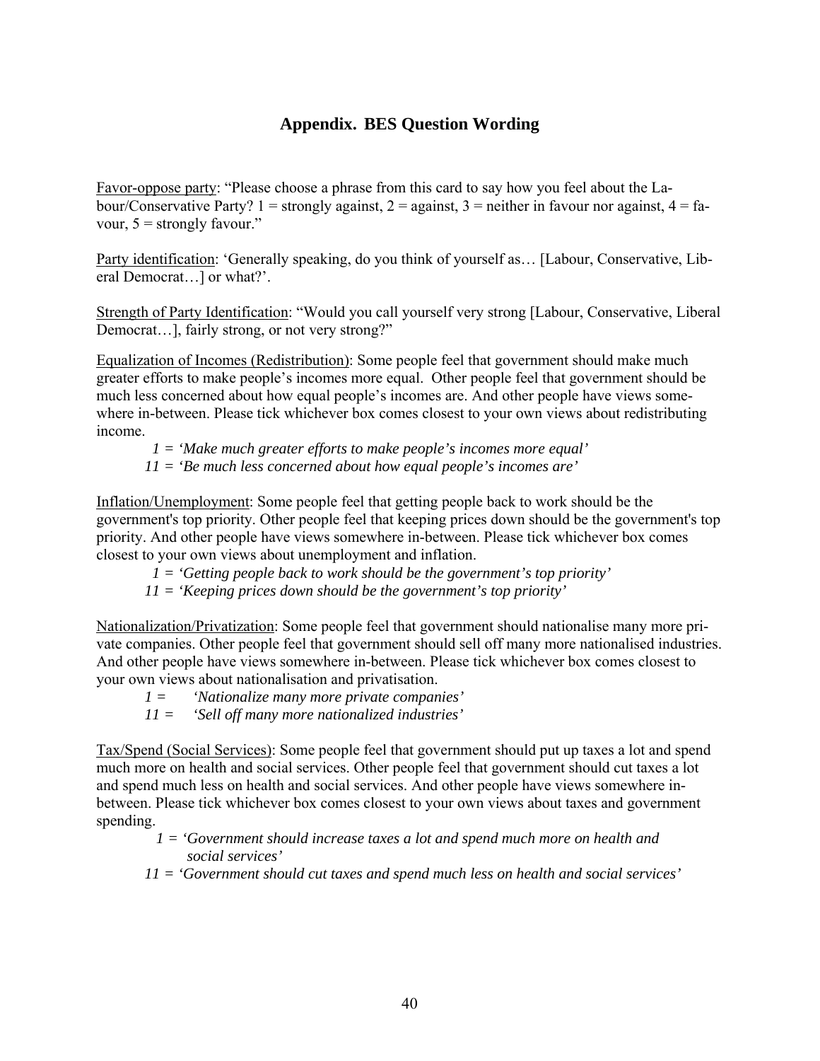## Appendix. BES Question Wording

Favor-oppose party: "Please choose a phrase from this card to say how you feel about the Labour/Conservative Party? 1 = strongly against, 2 = against, 3 = neither in favour nor against, 4 = favour, 5 = strongly favour."

Party identification: 'Generally speaking, do you think of yourself as… [Labour, Conservative, Liberal Democrat…] or what?'.

Strength of Party Identification: "Would you call yourself very strong [Labour, Conservative, Liberal Democrat…], fairly strong, or not very strong?"

Equalization of Incomes (Redistribution): Some people feel that government should make much greater efforts to make people's incomes more equal. Other people feel that government should be much less concerned about how equal people's incomes are. And other people have views somewhere in-between. Please tick whichever box comes closest to your own views about redistributing income.

*1 = 'Make much greater efforts to make people's incomes more equal'*
*11 = 'Be much less concerned about how equal people's incomes are'*

Inflation/Unemployment: Some people feel that getting people back to work should be the government's top priority. Other people feel that keeping prices down should be the government's top priority. And other people have views somewhere in-between. Please tick whichever box comes closest to your own views about unemployment and inflation.

*1 = 'Getting people back to work should be the government's top priority'*
*11 = 'Keeping prices down should be the government's top priority'*

Nationalization/Privatization: Some people feel that government should nationalise many more private companies. Other people feel that government should sell off many more nationalised industries. And other people have views somewhere in-between. Please tick whichever box comes closest to your own views about nationalisation and privatisation.

*1 = 'Nationalize many more private companies'*
*11 = 'Sell off many more nationalized industries'*

Tax/Spend (Social Services): Some people feel that government should put up taxes a lot and spend much more on health and social services. Other people feel that government should cut taxes a lot and spend much less on health and social services. And other people have views somewhere in-between. Please tick whichever box comes closest to your own views about taxes and government spending.

*1 = 'Government should increase taxes a lot and spend much more on health and social services'*
*11 = 'Government should cut taxes and spend much less on health and social services'*